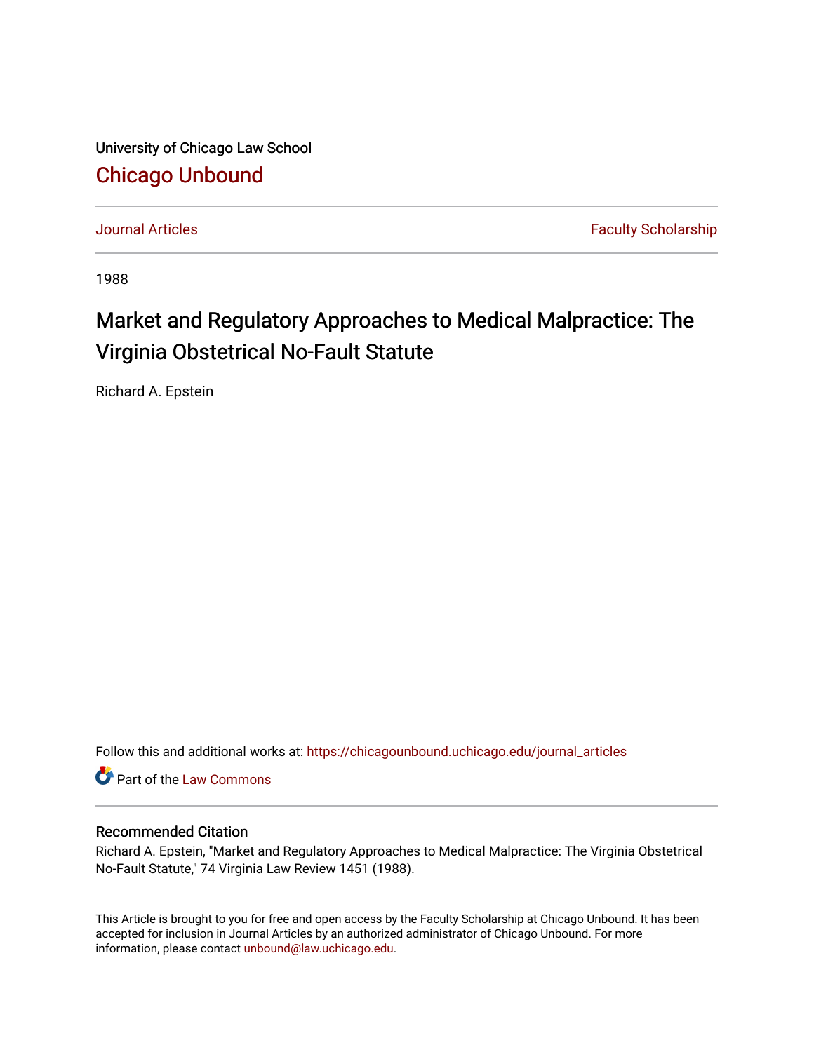University of Chicago Law School

[Chicago Unbound](https://chicagounbound.uchicago.edu)

Journal Articles | Faculty Scholarship

1988

# Market and Regulatory Approaches to Medical Malpractice: The Virginia Obstetrical No-Fault Statute

Richard A. Epstein

Follow this and additional works at: https://chicagounbound.uchicago.edu/journal_articles

Part of the Law Commons

## Recommended Citation

Richard A. Epstein, "Market and Regulatory Approaches to Medical Malpractice: The Virginia Obstetrical No-Fault Statute," 74 Virginia Law Review 1451 (1988).

This Article is brought to you for free and open access by the Faculty Scholarship at Chicago Unbound. It has been accepted for inclusion in Journal Articles by an authorized administrator of Chicago Unbound. For more information, please contact unbound@law.uchicago.edu.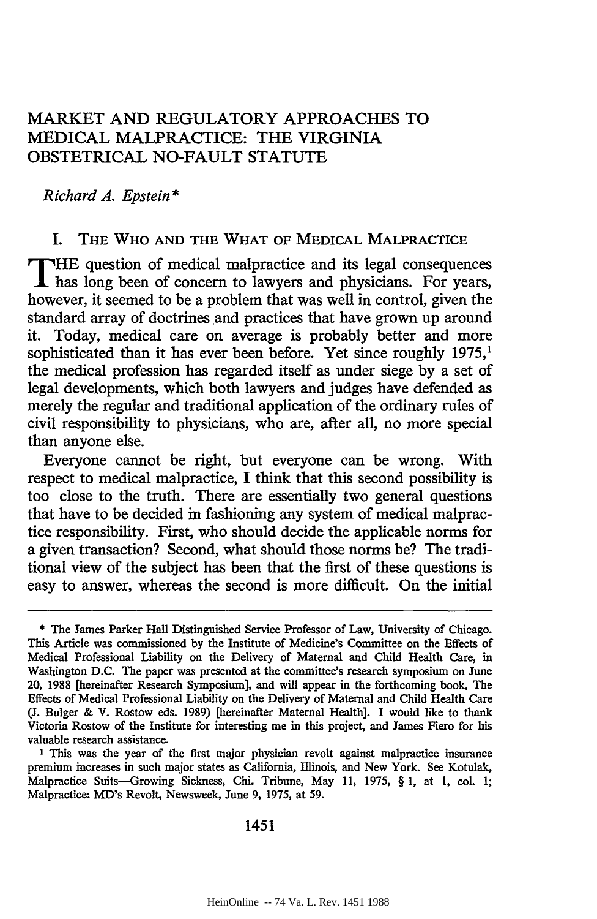# MARKET AND REGULATORY APPROACHES TO MEDICAL MALPRACTICE: THE VIRGINIA OBSTETRICAL NO-FAULT STATUTE

*Richard A. Epstein\**

## I. THE WHO AND THE WHAT OF MEDICAL MALPRACTICE

THE question of medical malpractice and its legal consequences has long been of concern to lawyers and physicians. For years, however, it seemed to be a problem that was well in control, given the standard array of doctrines and practices that have grown up around it. Today, medical care on average is probably better and more sophisticated than it has ever been before. Yet since roughly 1975,[1] the medical profession has regarded itself as under siege by a set of legal developments, which both lawyers and judges have defended as merely the regular and traditional application of the ordinary rules of civil responsibility to physicians, who are, after all, no more special than anyone else.

Everyone cannot be right, but everyone can be wrong. With respect to medical malpractice, I think that this second possibility is too close to the truth. There are essentially two general questions that have to be decided in fashioning any system of medical malpractice responsibility. First, who should decide the applicable norms for a given transaction? Second, what should those norms be? The traditional view of the subject has been that the first of these questions is easy to answer, whereas the second is more difficult. On the initial

---

\* The James Parker Hall Distinguished Service Professor of Law, University of Chicago. This Article was commissioned by the Institute of Medicine's Committee on the Effects of Medical Professional Liability on the Delivery of Maternal and Child Health Care, in Washington D.C. The paper was presented at the committee's research symposium on June 20, 1988 [hereinafter Research Symposium], and will appear in the forthcoming book, The Effects of Medical Professional Liability on the Delivery of Maternal and Child Health Care (J. Bulger & V. Rostow eds. 1989) [hereinafter Maternal Health]. I would like to thank Victoria Rostow of the Institute for interesting me in this project, and James Fiero for his valuable research assistance.

[1] This was the year of the first major physician revolt against malpractice insurance premium increases in such major states as California, Illinois, and New York. See Kotulak, Malpractice Suits—Growing Sickness, Chi. Tribune, May 11, 1975, § 1, at 1, col. 1; Malpractice: MD's Revolt, Newsweek, June 9, 1975, at 59.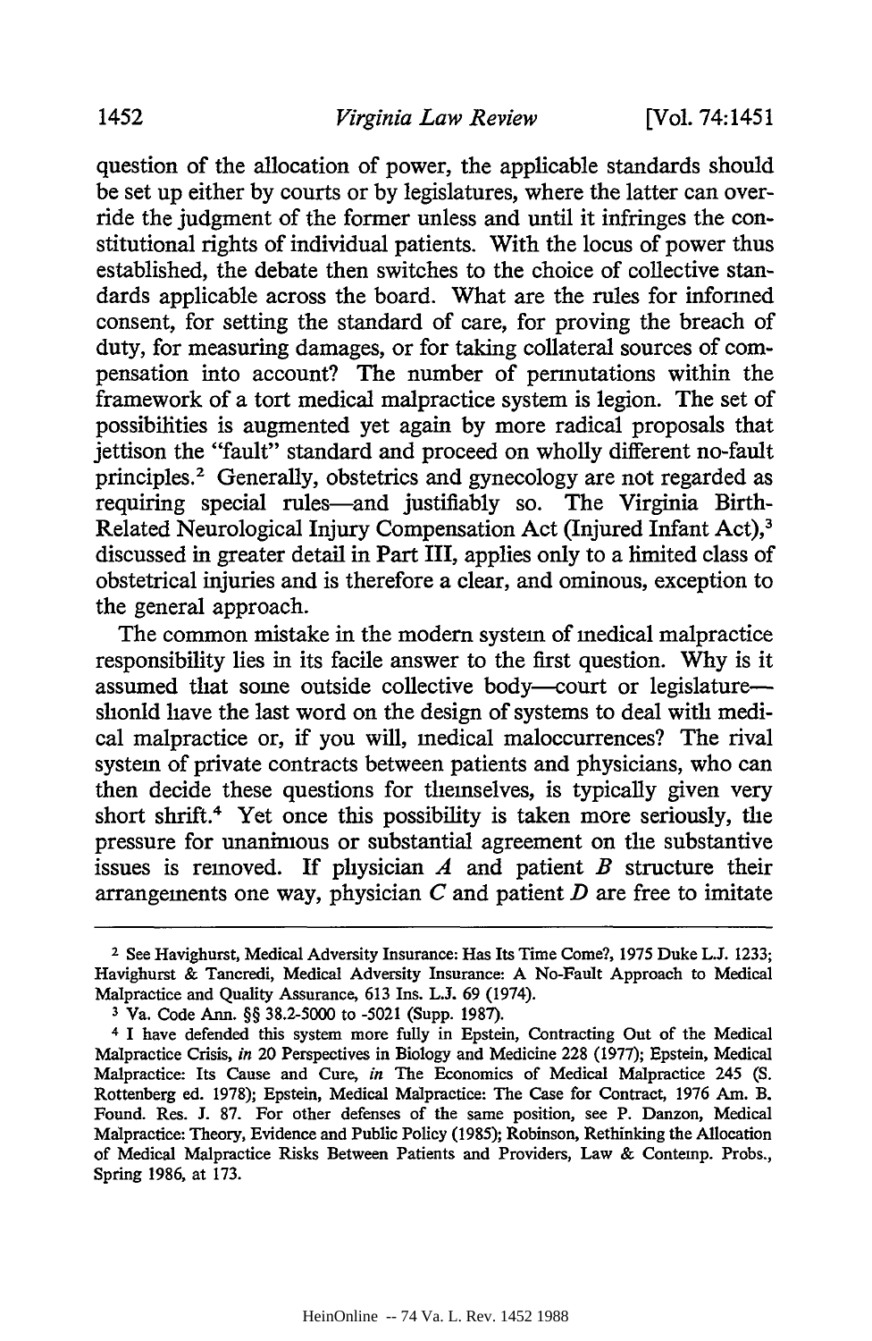question of the allocation of power, the applicable standards should be set up either by courts or by legislatures, where the latter can override the judgment of the former unless and until it infringes the constitutional rights of individual patients. With the locus of power thus established, the debate then switches to the choice of collective standards applicable across the board. What are the rules for informed consent, for setting the standard of care, for proving the breach of duty, for measuring damages, or for taking collateral sources of compensation into account? The number of permutations within the framework of a tort medical malpractice system is legion. The set of possibilities is augmented yet again by more radical proposals that jettison the "fault" standard and proceed on wholly different no-fault principles.[2] Generally, obstetrics and gynecology are not regarded as requiring special rules—and justifiably so. The Virginia Birth-Related Neurological Injury Compensation Act (Injured Infant Act),[3] discussed in greater detail in Part III, applies only to a limited class of obstetrical injuries and is therefore a clear, and ominous, exception to the general approach.

The common mistake in the modern system of medical malpractice responsibility lies in its facile answer to the first question. Why is it assumed that some outside collective body—court or legislature—should have the last word on the design of systems to deal with medical malpractice or, if you will, medical maloccurrences? The rival system of private contracts between patients and physicians, who can then decide these questions for themselves, is typically given very short shrift.[4] Yet once this possibility is taken more seriously, the pressure for unanimous or substantial agreement on the substantive issues is removed. If physician *A* and patient *B* structure their arrangements one way, physician *C* and patient *D* are free to imitate

---

[2] See Havighurst, Medical Adversity Insurance: Has Its Time Come?, 1975 Duke L.J. 1233; Havighurst & Tancredi, Medical Adversity Insurance: A No-Fault Approach to Medical Malpractice and Quality Assurance, 613 Ins. L.J. 69 (1974).

[3] Va. Code Ann. §§ 38.2-5000 to -5021 (Supp. 1987).

[4] I have defended this system more fully in Epstein, Contracting Out of the Medical Malpractice Crisis, *in* 20 Perspectives in Biology and Medicine 228 (1977); Epstein, Medical Malpractice: Its Cause and Cure, *in* The Economics of Medical Malpractice 245 (S. Rottenberg ed. 1978); Epstein, Medical Malpractice: The Case for Contract, 1976 Am. B. Found. Res. J. 87. For other defenses of the same position, see P. Danzon, Medical Malpractice: Theory, Evidence and Public Policy (1985); Robinson, Rethinking the Allocation of Medical Malpractice Risks Between Patients and Providers, Law & Contemp. Probs., Spring 1986, at 173.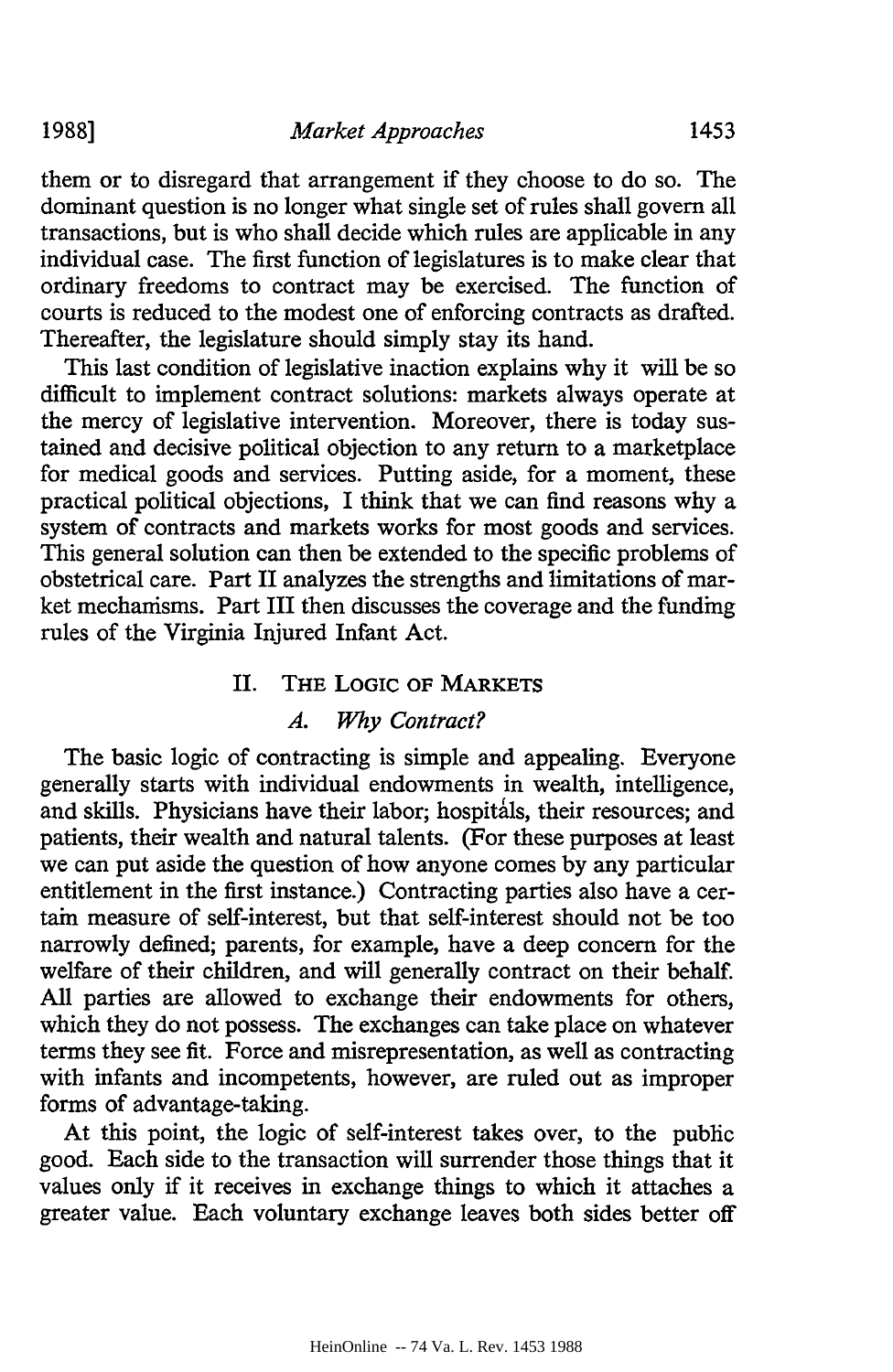them or to disregard that arrangement if they choose to do so. The dominant question is no longer what single set of rules shall govern all transactions, but is who shall decide which rules are applicable in any individual case. The first function of legislatures is to make clear that ordinary freedoms to contract may be exercised. The function of courts is reduced to the modest one of enforcing contracts as drafted. Thereafter, the legislature should simply stay its hand.

This last condition of legislative inaction explains why it will be so difficult to implement contract solutions: markets always operate at the mercy of legislative intervention. Moreover, there is today sustained and decisive political objection to any return to a marketplace for medical goods and services. Putting aside, for a moment, these practical political objections, I think that we can find reasons why a system of contracts and markets works for most goods and services. This general solution can then be extended to the specific problems of obstetrical care. Part II analyzes the strengths and limitations of market mechanisms. Part III then discusses the coverage and the funding rules of the Virginia Injured Infant Act.

## II. The Logic of Markets

### *A. Why Contract?*

The basic logic of contracting is simple and appealing. Everyone generally starts with individual endowments in wealth, intelligence, and skills. Physicians have their labor; hospitals, their resources; and patients, their wealth and natural talents. (For these purposes at least we can put aside the question of how anyone comes by any particular entitlement in the first instance.) Contracting parties also have a certain measure of self-interest, but that self-interest should not be too narrowly defined; parents, for example, have a deep concern for the welfare of their children, and will generally contract on their behalf. All parties are allowed to exchange their endowments for others, which they do not possess. The exchanges can take place on whatever terms they see fit. Force and misrepresentation, as well as contracting with infants and incompetents, however, are ruled out as improper forms of advantage-taking.

At this point, the logic of self-interest takes over, to the public good. Each side to the transaction will surrender those things that it values only if it receives in exchange things to which it attaches a greater value. Each voluntary exchange leaves both sides better off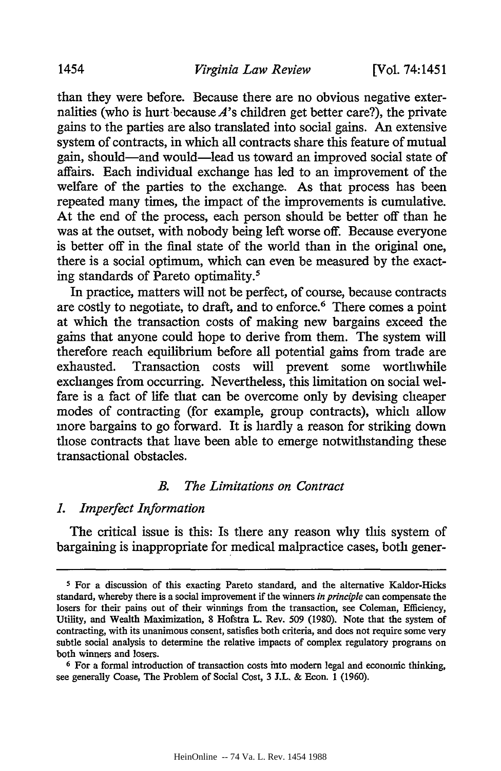than they were before. Because there are no obvious negative externalities (who is hurt because *A*'s children get better care?), the private gains to the parties are also translated into social gains. An extensive system of contracts, in which all contracts share this feature of mutual gain, should—and would—lead us toward an improved social state of affairs. Each individual exchange has led to an improvement of the welfare of the parties to the exchange. As that process has been repeated many times, the impact of the improvements is cumulative. At the end of the process, each person should be better off than he was at the outset, with nobody being left worse off. Because everyone is better off in the final state of the world than in the original one, there is a social optimum, which can even be measured by the exacting standards of Pareto optimality.[5]

In practice, matters will not be perfect, of course, because contracts are costly to negotiate, to draft, and to enforce.[6] There comes a point at which the transaction costs of making new bargains exceed the gains that anyone could hope to derive from them. The system will therefore reach equilibrium before all potential gains from trade are exhausted. Transaction costs will prevent some worthwhile exchanges from occurring. Nevertheless, this limitation on social welfare is a fact of life that can be overcome only by devising cheaper modes of contracting (for example, group contracts), which allow more bargains to go forward. It is hardly a reason for striking down those contracts that have been able to emerge notwithstanding these transactional obstacles.

### *B. The Limitations on Contract*

#### *1. Imperfect Information*

The critical issue is this: Is there any reason why this system of bargaining is inappropriate for medical malpractice cases, both gener-

---

[5] For a discussion of this exacting Pareto standard, and the alternative Kaldor-Hicks standard, whereby there is a social improvement if the winners *in principle* can compensate the losers for their pains out of their winnings from the transaction, see Coleman, Efficiency, Utility, and Wealth Maximization, 8 Hofstra L. Rev. 509 (1980). Note that the system of contracting, with its unanimous consent, satisfies both criteria, and does not require some very subtle social analysis to determine the relative impacts of complex regulatory programs on both winners and losers.

[6] For a formal introduction of transaction costs into modern legal and economic thinking, see generally Coase, The Problem of Social Cost, 3 J.L. & Econ. 1 (1960).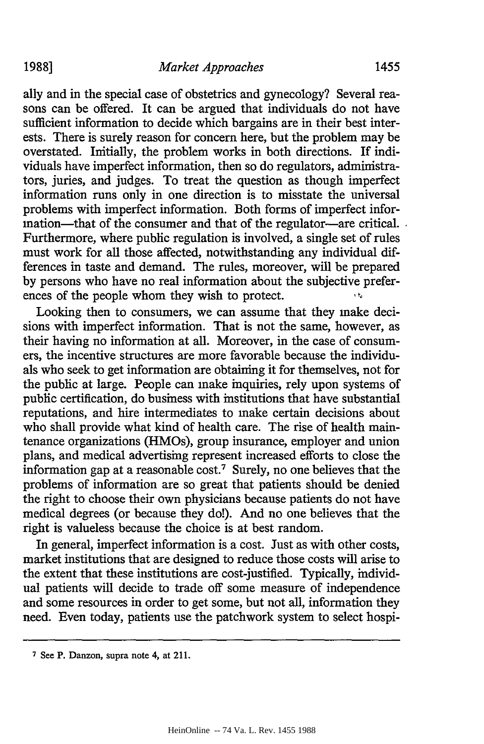ally and in the special case of obstetrics and gynecology? Several reasons can be offered. It can be argued that individuals do not have sufficient information to decide which bargains are in their best interests. There is surely reason for concern here, but the problem may be overstated. Initially, the problem works in both directions. If individuals have imperfect information, then so do regulators, administrators, juries, and judges. To treat the question as though imperfect information runs only in one direction is to misstate the universal problems with imperfect information. Both forms of imperfect information—that of the consumer and that of the regulator—are critical. Furthermore, where public regulation is involved, a single set of rules must work for all those affected, notwithstanding any individual differences in taste and demand. The rules, moreover, will be prepared by persons who have no real information about the subjective preferences of the people whom they wish to protect.

Looking then to consumers, we can assume that they make decisions with imperfect information. That is not the same, however, as their having no information at all. Moreover, in the case of consumers, the incentive structures are more favorable because the individuals who seek to get information are obtaining it for themselves, not for the public at large. People can make inquiries, rely upon systems of public certification, do business with institutions that have substantial reputations, and hire intermediates to make certain decisions about who shall provide what kind of health care. The rise of health maintenance organizations (HMOs), group insurance, employer and union plans, and medical advertising represent increased efforts to close the information gap at a reasonable cost.[7] Surely, no one believes that the problems of information are so great that patients should be denied the right to choose their own physicians because patients do not have medical degrees (or because they do!). And no one believes that the right is valueless because the choice is at best random.

In general, imperfect information is a cost. Just as with other costs, market institutions that are designed to reduce those costs will arise to the extent that these institutions are cost-justified. Typically, individual patients will decide to trade off some measure of independence and some resources in order to get some, but not all, information they need. Even today, patients use the patchwork system to select hospi-

[7] See P. Danzon, supra note 4, at 211.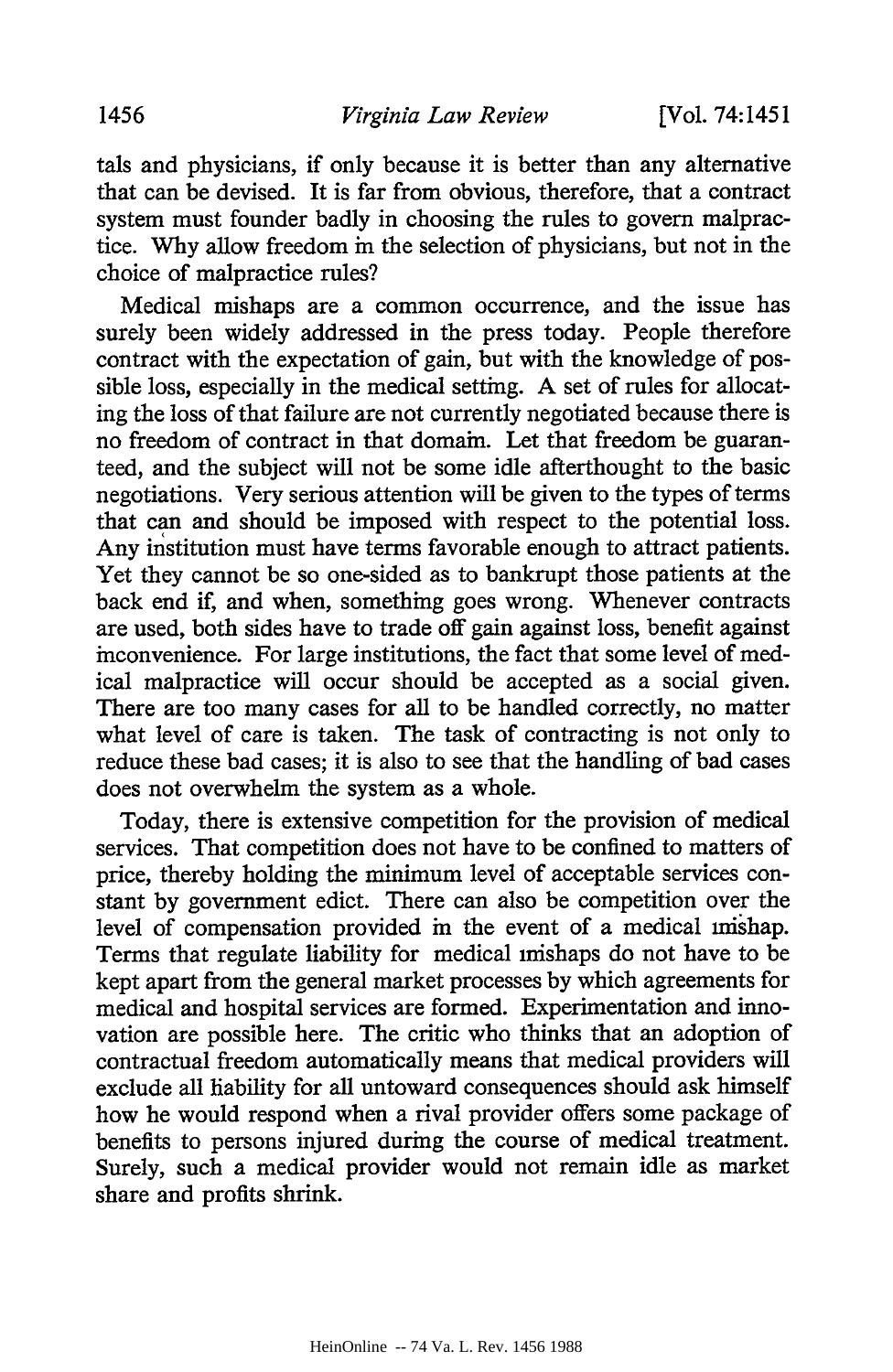tals and physicians, if only because it is better than any alternative that can be devised. It is far from obvious, therefore, that a contract system must founder badly in choosing the rules to govern malpractice. Why allow freedom in the selection of physicians, but not in the choice of malpractice rules?

Medical mishaps are a common occurrence, and the issue has surely been widely addressed in the press today. People therefore contract with the expectation of gain, but with the knowledge of possible loss, especially in the medical setting. A set of rules for allocating the loss of that failure are not currently negotiated because there is no freedom of contract in that domain. Let that freedom be guaranteed, and the subject will not be some idle afterthought to the basic negotiations. Very serious attention will be given to the types of terms that can and should be imposed with respect to the potential loss. Any institution must have terms favorable enough to attract patients. Yet they cannot be so one-sided as to bankrupt those patients at the back end if, and when, something goes wrong. Whenever contracts are used, both sides have to trade off gain against loss, benefit against inconvenience. For large institutions, the fact that some level of medical malpractice will occur should be accepted as a social given. There are too many cases for all to be handled correctly, no matter what level of care is taken. The task of contracting is not only to reduce these bad cases; it is also to see that the handling of bad cases does not overwhelm the system as a whole.

Today, there is extensive competition for the provision of medical services. That competition does not have to be confined to matters of price, thereby holding the minimum level of acceptable services constant by government edict. There can also be competition over the level of compensation provided in the event of a medical mishap. Terms that regulate liability for medical mishaps do not have to be kept apart from the general market processes by which agreements for medical and hospital services are formed. Experimentation and innovation are possible here. The critic who thinks that an adoption of contractual freedom automatically means that medical providers will exclude all liability for all untoward consequences should ask himself how he would respond when a rival provider offers some package of benefits to persons injured during the course of medical treatment. Surely, such a medical provider would not remain idle as market share and profits shrink.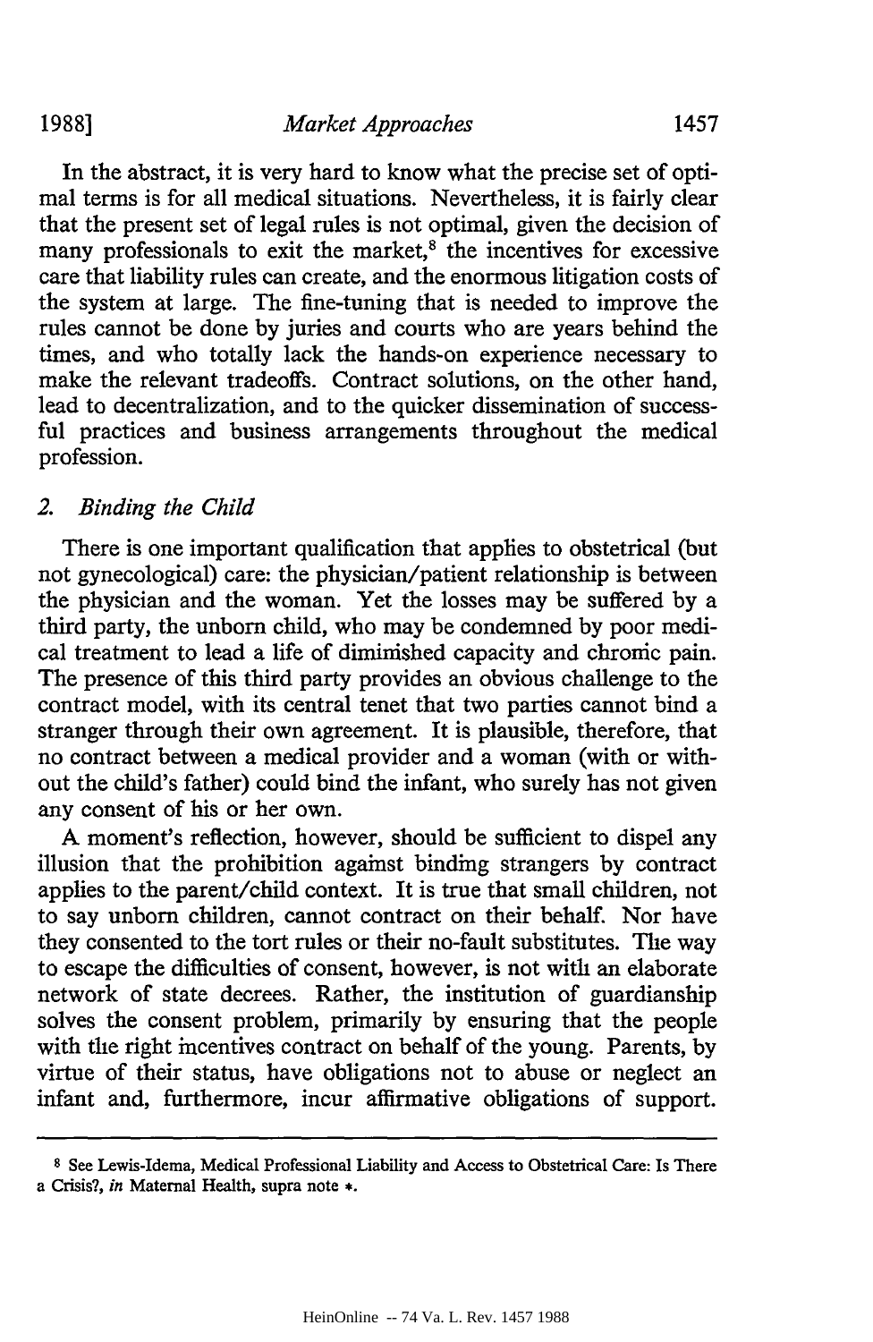In the abstract, it is very hard to know what the precise set of optimal terms is for all medical situations. Nevertheless, it is fairly clear that the present set of legal rules is not optimal, given the decision of many professionals to exit the market,[8] the incentives for excessive care that liability rules can create, and the enormous litigation costs of the system at large. The fine-tuning that is needed to improve the rules cannot be done by juries and courts who are years behind the times, and who totally lack the hands-on experience necessary to make the relevant tradeoffs. Contract solutions, on the other hand, lead to decentralization, and to the quicker dissemination of successful practices and business arrangements throughout the medical profession.

### 2. *Binding the Child*

There is one important qualification that applies to obstetrical (but not gynecological) care: the physician/patient relationship is between the physician and the woman. Yet the losses may be suffered by a third party, the unborn child, who may be condemned by poor medical treatment to lead a life of diminished capacity and chronic pain. The presence of this third party provides an obvious challenge to the contract model, with its central tenet that two parties cannot bind a stranger through their own agreement. It is plausible, therefore, that no contract between a medical provider and a woman (with or without the child's father) could bind the infant, who surely has not given any consent of his or her own.

A moment's reflection, however, should be sufficient to dispel any illusion that the prohibition against binding strangers by contract applies to the parent/child context. It is true that small children, not to say unborn children, cannot contract on their behalf. Nor have they consented to the tort rules or their no-fault substitutes. The way to escape the difficulties of consent, however, is not with an elaborate network of state decrees. Rather, the institution of guardianship solves the consent problem, primarily by ensuring that the people with the right incentives contract on behalf of the young. Parents, by virtue of their status, have obligations not to abuse or neglect an infant and, furthermore, incur affirmative obligations of support.

---

[8] See Lewis-Idema, Medical Professional Liability and Access to Obstetrical Care: Is There a Crisis?, *in* Maternal Health, supra note *.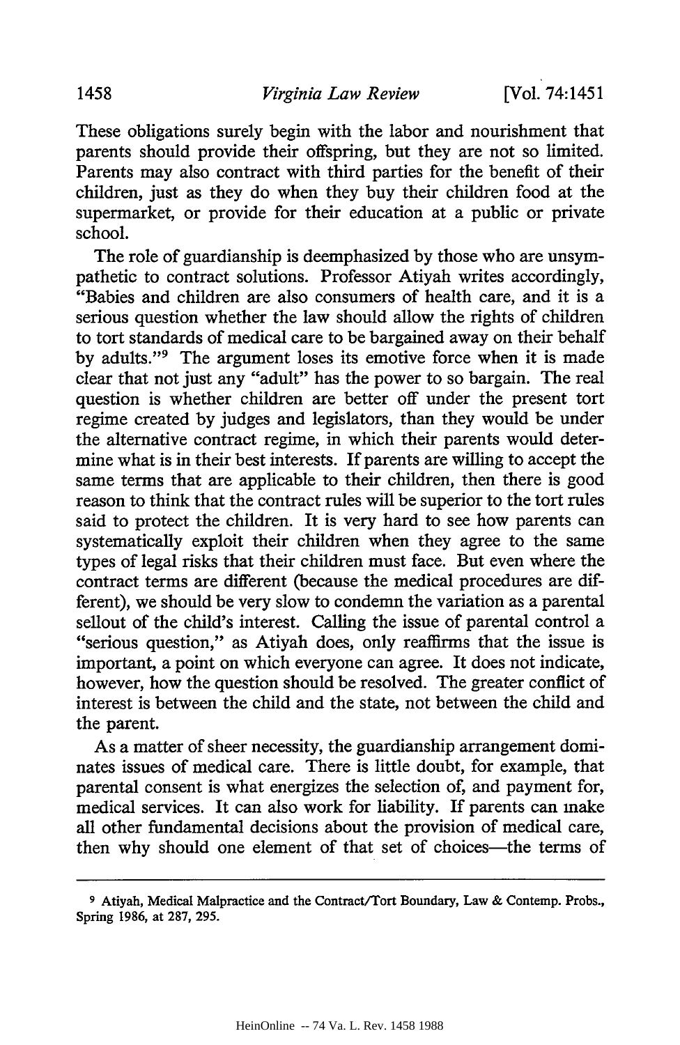These obligations surely begin with the labor and nourishment that parents should provide their offspring, but they are not so limited. Parents may also contract with third parties for the benefit of their children, just as they do when they buy their children food at the supermarket, or provide for their education at a public or private school.

The role of guardianship is deemphasized by those who are unsympathetic to contract solutions. Professor Atiyah writes accordingly, "Babies and children are also consumers of health care, and it is a serious question whether the law should allow the rights of children to tort standards of medical care to be bargained away on their behalf by adults."[9] The argument loses its emotive force when it is made clear that not just any "adult" has the power to so bargain. The real question is whether children are better off under the present tort regime created by judges and legislators, than they would be under the alternative contract regime, in which their parents would determine what is in their best interests. If parents are willing to accept the same terms that are applicable to their children, then there is good reason to think that the contract rules will be superior to the tort rules said to protect the children. It is very hard to see how parents can systematically exploit their children when they agree to the same types of legal risks that their children must face. But even where the contract terms are different (because the medical procedures are different), we should be very slow to condemn the variation as a parental sellout of the child's interest. Calling the issue of parental control a "serious question," as Atiyah does, only reaffirms that the issue is important, a point on which everyone can agree. It does not indicate, however, how the question should be resolved. The greater conflict of interest is between the child and the state, not between the child and the parent.

As a matter of sheer necessity, the guardianship arrangement dominates issues of medical care. There is little doubt, for example, that parental consent is what energizes the selection of, and payment for, medical services. It can also work for liability. If parents can make all other fundamental decisions about the provision of medical care, then why should one element of that set of choices—the terms of

---

[9] Atiyah, Medical Malpractice and the Contract/Tort Boundary, Law & Contemp. Probs., Spring 1986, at 287, 295.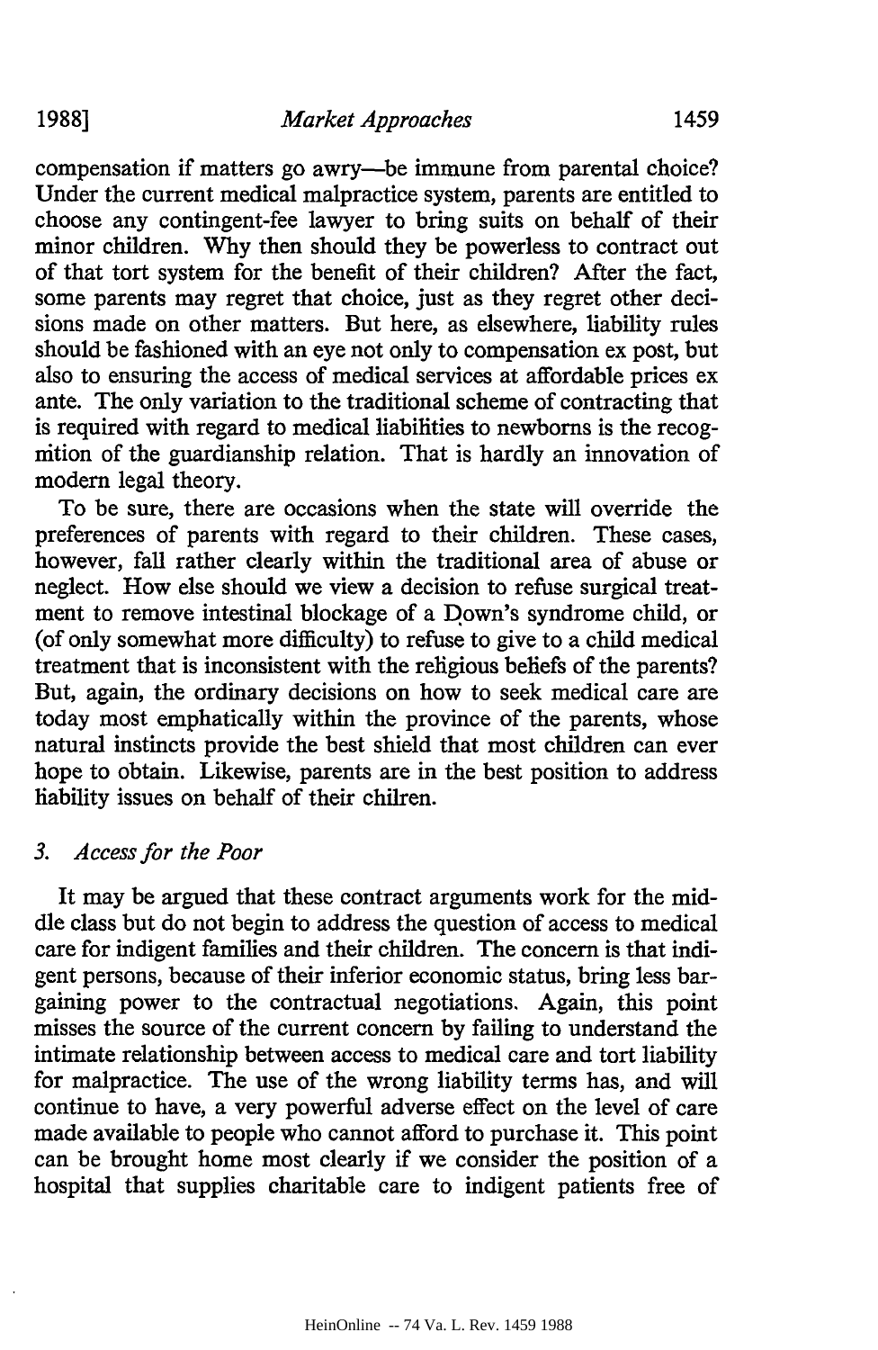compensation if matters go awry—be immune from parental choice? Under the current medical malpractice system, parents are entitled to choose any contingent-fee lawyer to bring suits on behalf of their minor children. Why then should they be powerless to contract out of that tort system for the benefit of their children? After the fact, some parents may regret that choice, just as they regret other decisions made on other matters. But here, as elsewhere, liability rules should be fashioned with an eye not only to compensation ex post, but also to ensuring the access of medical services at affordable prices ex ante. The only variation to the traditional scheme of contracting that is required with regard to medical liabilities to newborns is the recognition of the guardianship relation. That is hardly an innovation of modern legal theory.

To be sure, there are occasions when the state will override the preferences of parents with regard to their children. These cases, however, fall rather clearly within the traditional area of abuse or neglect. How else should we view a decision to refuse surgical treatment to remove intestinal blockage of a Down's syndrome child, or (of only somewhat more difficulty) to refuse to give to a child medical treatment that is inconsistent with the religious beliefs of the parents? But, again, the ordinary decisions on how to seek medical care are today most emphatically within the province of the parents, whose natural instincts provide the best shield that most children can ever hope to obtain. Likewise, parents are in the best position to address liability issues on behalf of their chilren.

### 3. *Access for the Poor*

It may be argued that these contract arguments work for the middle class but do not begin to address the question of access to medical care for indigent families and their children. The concern is that indigent persons, because of their inferior economic status, bring less bargaining power to the contractual negotiations. Again, this point misses the source of the current concern by failing to understand the intimate relationship between access to medical care and tort liability for malpractice. The use of the wrong liability terms has, and will continue to have, a very powerful adverse effect on the level of care made available to people who cannot afford to purchase it. This point can be brought home most clearly if we consider the position of a hospital that supplies charitable care to indigent patients free of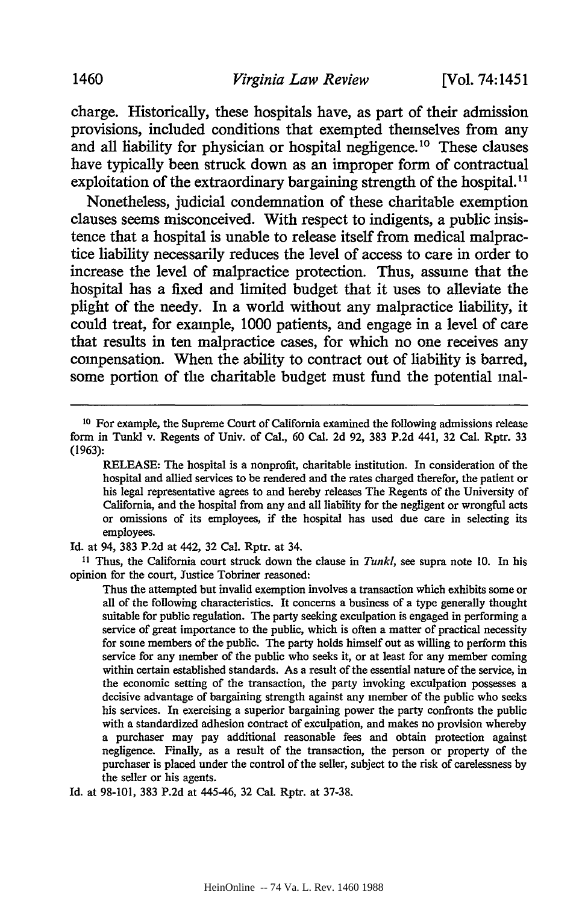charge. Historically, these hospitals have, as part of their admission provisions, included conditions that exempted themselves from any and all liability for physician or hospital negligence.[10] These clauses have typically been struck down as an improper form of contractual exploitation of the extraordinary bargaining strength of the hospital.[11]

Nonetheless, judicial condemnation of these charitable exemption clauses seems misconceived. With respect to indigents, a public insistence that a hospital is unable to release itself from medical malpractice liability necessarily reduces the level of access to care in order to increase the level of malpractice protection. Thus, assume that the hospital has a fixed and limited budget that it uses to alleviate the plight of the needy. In a world without any malpractice liability, it could treat, for example, 1000 patients, and engage in a level of care that results in ten malpractice cases, for which no one receives any compensation. When the ability to contract out of liability is barred, some portion of the charitable budget must fund the potential mal-

---

[10] For example, the Supreme Court of California examined the following admissions release form in Tunkl v. Regents of Univ. of Cal., 60 Cal. 2d 92, 383 P.2d 441, 32 Cal. Rptr. 33 (1963):

> RELEASE: The hospital is a nonprofit, charitable institution. In consideration of the hospital and allied services to be rendered and the rates charged therefor, the patient or his legal representative agrees to and hereby releases The Regents of the University of California, and the hospital from any and all liability for the negligent or wrongful acts or omissions of its employees, if the hospital has used due care in selecting its employees.

Id. at 94, 383 P.2d at 442, 32 Cal. Rptr. at 34.

[11] Thus, the California court struck down the clause in *Tunkl*, see supra note 10. In his opinion for the court, Justice Tobriner reasoned:

> Thus the attempted but invalid exemption involves a transaction which exhibits some or all of the following characteristics. It concerns a business of a type generally thought suitable for public regulation. The party seeking exculpation is engaged in performing a service of great importance to the public, which is often a matter of practical necessity for some members of the public. The party holds himself out as willing to perform this service for any member of the public who seeks it, or at least for any member coming within certain established standards. As a result of the essential nature of the service, in the economic setting of the transaction, the party invoking exculpation possesses a decisive advantage of bargaining strength against any member of the public who seeks his services. In exercising a superior bargaining power the party confronts the public with a standardized adhesion contract of exculpation, and makes no provision whereby a purchaser may pay additional reasonable fees and obtain protection against negligence. Finally, as a result of the transaction, the person or property of the purchaser is placed under the control of the seller, subject to the risk of carelessness by the seller or his agents.

Id. at 98-101, 383 P.2d at 445-46, 32 Cal. Rptr. at 37-38.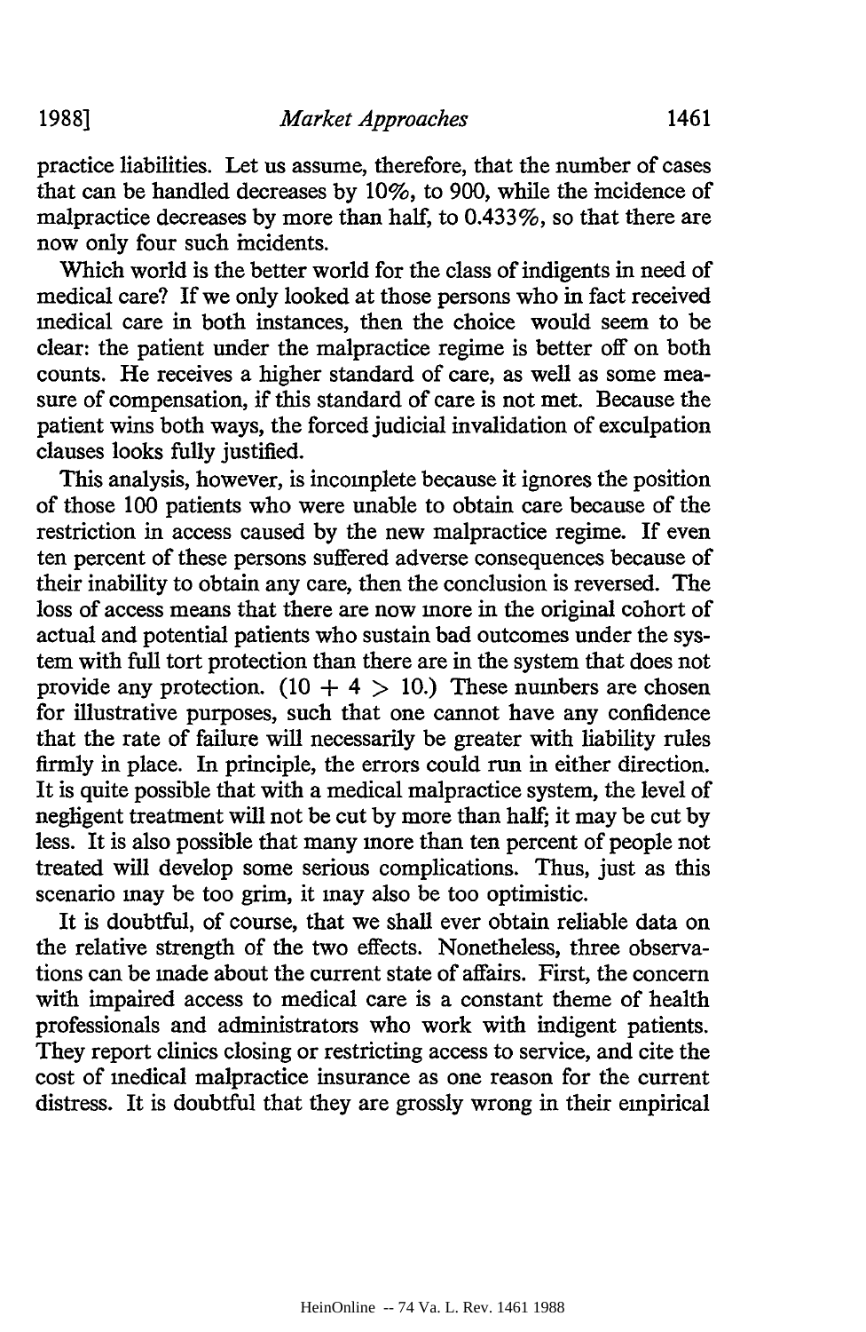practice liabilities. Let us assume, therefore, that the number of cases that can be handled decreases by 10%, to 900, while the incidence of malpractice decreases by more than half, to 0.433%, so that there are now only four such incidents.

Which world is the better world for the class of indigents in need of medical care? If we only looked at those persons who in fact received medical care in both instances, then the choice would seem to be clear: the patient under the malpractice regime is better off on both counts. He receives a higher standard of care, as well as some measure of compensation, if this standard of care is not met. Because the patient wins both ways, the forced judicial invalidation of exculpation clauses looks fully justified.

This analysis, however, is incomplete because it ignores the position of those 100 patients who were unable to obtain care because of the restriction in access caused by the new malpractice regime. If even ten percent of these persons suffered adverse consequences because of their inability to obtain any care, then the conclusion is reversed. The loss of access means that there are now more in the original cohort of actual and potential patients who sustain bad outcomes under the system with full tort protection than there are in the system that does not provide any protection. ($10 + 4 > 10$.) These numbers are chosen for illustrative purposes, such that one cannot have any confidence that the rate of failure will necessarily be greater with liability rules firmly in place. In principle, the errors could run in either direction. It is quite possible that with a medical malpractice system, the level of negligent treatment will not be cut by more than half; it may be cut by less. It is also possible that many more than ten percent of people not treated will develop some serious complications. Thus, just as this scenario may be too grim, it may also be too optimistic.

It is doubtful, of course, that we shall ever obtain reliable data on the relative strength of the two effects. Nonetheless, three observations can be made about the current state of affairs. First, the concern with impaired access to medical care is a constant theme of health professionals and administrators who work with indigent patients. They report clinics closing or restricting access to service, and cite the cost of medical malpractice insurance as one reason for the current distress. It is doubtful that they are grossly wrong in their empirical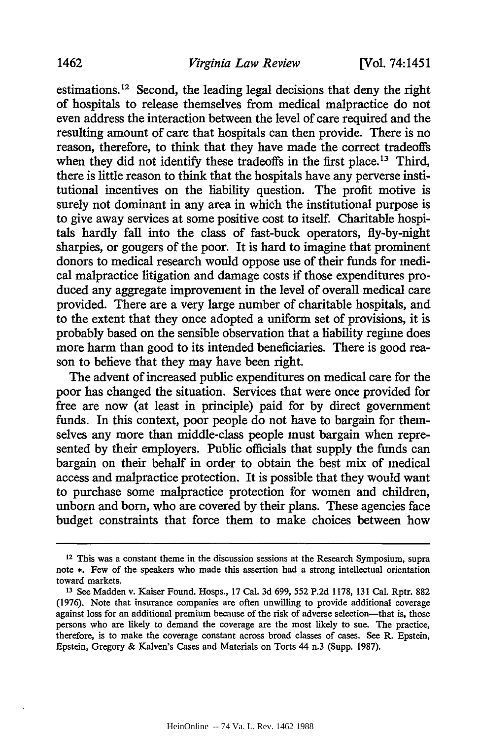estimations.[12] Second, the leading legal decisions that deny the right of hospitals to release themselves from medical malpractice do not even address the interaction between the level of care required and the resulting amount of care that hospitals can then provide. There is no reason, therefore, to think that they have made the correct tradeoffs when they did not identify these tradeoffs in the first place.[13] Third, there is little reason to think that the hospitals have any perverse institutional incentives on the liability question. The profit motive is surely not dominant in any area in which the institutional purpose is to give away services at some positive cost to itself. Charitable hospitals hardly fall into the class of fast-buck operators, fly-by-night sharpies, or gougers of the poor. It is hard to imagine that prominent donors to medical research would oppose use of their funds for medical malpractice litigation and damage costs if those expenditures produced any aggregate improvement in the level of overall medical care provided. There are a very large number of charitable hospitals, and to the extent that they once adopted a uniform set of provisions, it is probably based on the sensible observation that a liability regime does more harm than good to its intended beneficiaries. There is good reason to believe that they may have been right.

The advent of increased public expenditures on medical care for the poor has changed the situation. Services that were once provided for free are now (at least in principle) paid for by direct government funds. In this context, poor people do not have to bargain for themselves any more than middle-class people must bargain when represented by their employers. Public officials that supply the funds can bargain on their behalf in order to obtain the best mix of medical access and malpractice protection. It is possible that they would want to purchase some malpractice protection for women and children, unborn and born, who are covered by their plans. These agencies face budget constraints that force them to make choices between how

---

[12] This was a constant theme in the discussion sessions at the Research Symposium, supra note *. Few of the speakers who made this assertion had a strong intellectual orientation toward markets.

[13] See Madden v. Kaiser Found. Hosps., 17 Cal. 3d 699, 552 P.2d 1178, 131 Cal. Rptr. 882 (1976). Note that insurance companies are often unwilling to provide additional coverage against loss for an additional premium because of the risk of adverse selection—that is, those persons who are likely to demand the coverage are the most likely to sue. The practice, therefore, is to make the coverage constant across broad classes of cases. See R. Epstein, Epstein, Gregory & Kalven's Cases and Materials on Torts 44 n.3 (Supp. 1987).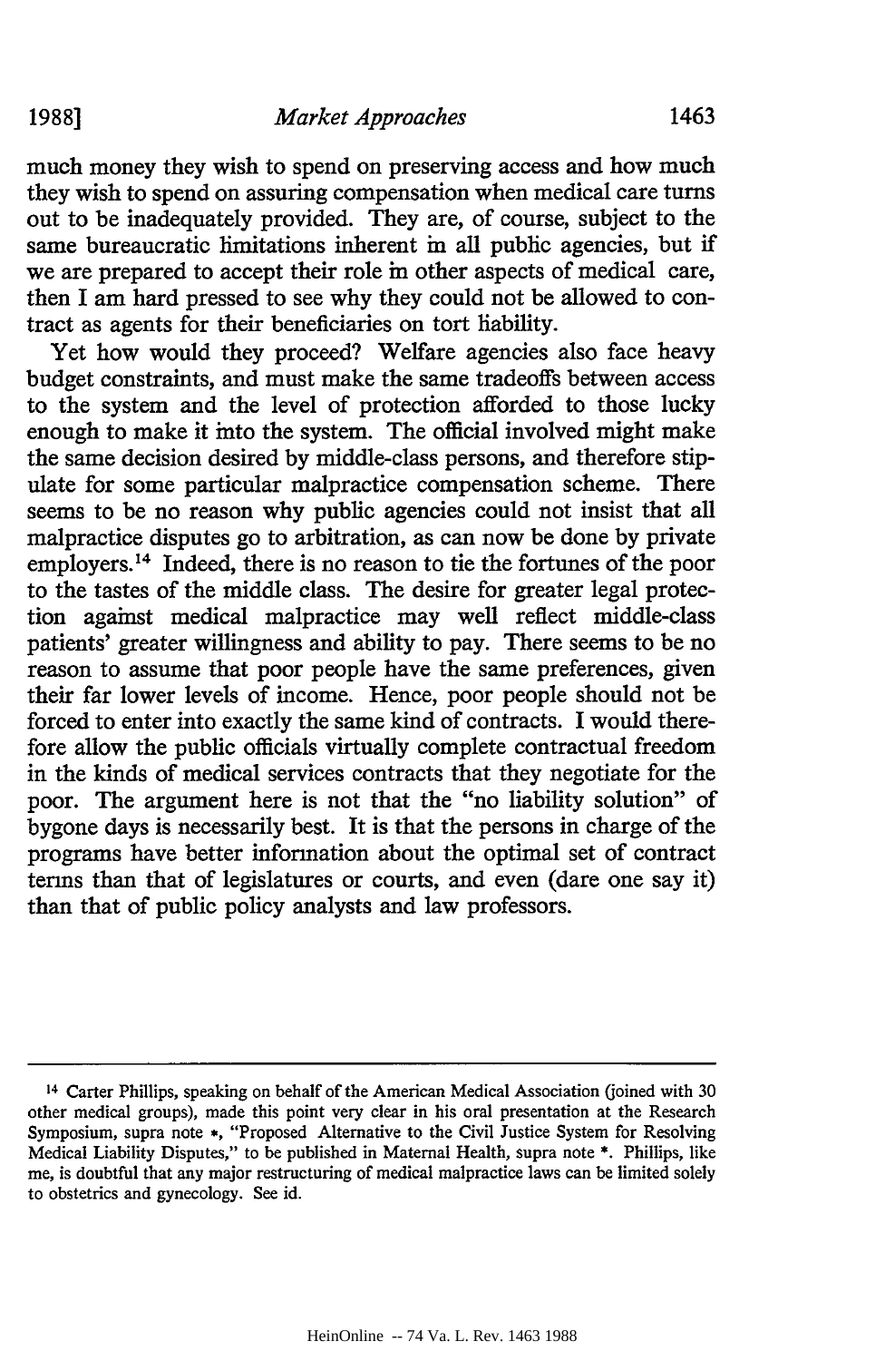much money they wish to spend on preserving access and how much they wish to spend on assuring compensation when medical care turns out to be inadequately provided. They are, of course, subject to the same bureaucratic limitations inherent in all public agencies, but if we are prepared to accept their role in other aspects of medical care, then I am hard pressed to see why they could not be allowed to contract as agents for their beneficiaries on tort liability.

Yet how would they proceed? Welfare agencies also face heavy budget constraints, and must make the same tradeoffs between access to the system and the level of protection afforded to those lucky enough to make it into the system. The official involved might make the same decision desired by middle-class persons, and therefore stipulate for some particular malpractice compensation scheme. There seems to be no reason why public agencies could not insist that all malpractice disputes go to arbitration, as can now be done by private employers.[14] Indeed, there is no reason to tie the fortunes of the poor to the tastes of the middle class. The desire for greater legal protection against medical malpractice may well reflect middle-class patients' greater willingness and ability to pay. There seems to be no reason to assume that poor people have the same preferences, given their far lower levels of income. Hence, poor people should not be forced to enter into exactly the same kind of contracts. I would therefore allow the public officials virtually complete contractual freedom in the kinds of medical services contracts that they negotiate for the poor. The argument here is not that the "no liability solution" of bygone days is necessarily best. It is that the persons in charge of the programs have better information about the optimal set of contract terms than that of legislatures or courts, and even (dare one say it) than that of public policy analysts and law professors.

---

[14] Carter Phillips, speaking on behalf of the American Medical Association (joined with 30 other medical groups), made this point very clear in his oral presentation at the Research Symposium, supra note *, "Proposed Alternative to the Civil Justice System for Resolving Medical Liability Disputes," to be published in Maternal Health, supra note *. Phillips, like me, is doubtful that any major restructuring of medical malpractice laws can be limited solely to obstetrics and gynecology. See id.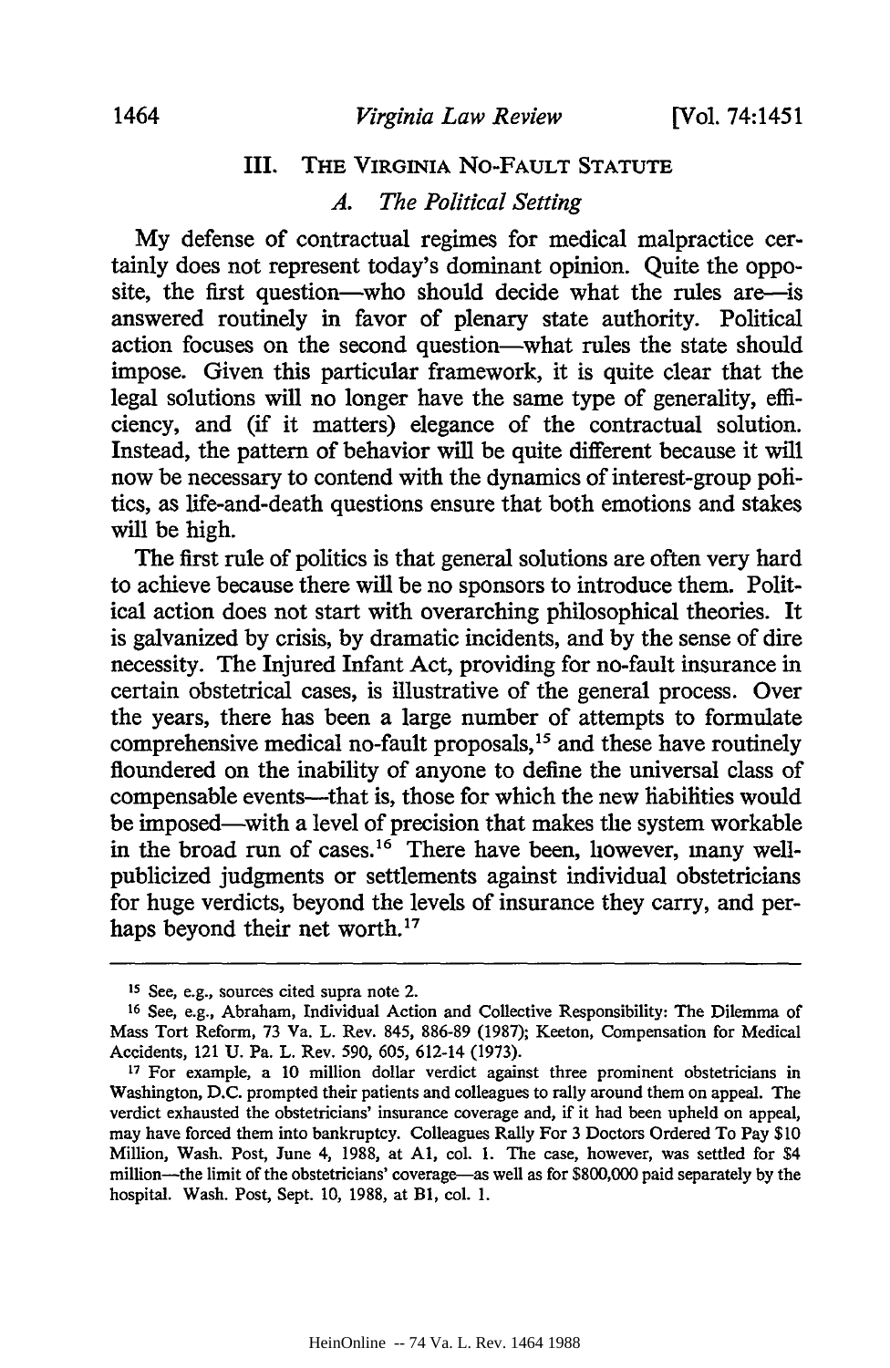## III. The Virginia No-Fault Statute

### *A. The Political Setting*

My defense of contractual regimes for medical malpractice certainly does not represent today's dominant opinion. Quite the opposite, the first question—who should decide what the rules are—is answered routinely in favor of plenary state authority. Political action focuses on the second question—what rules the state should impose. Given this particular framework, it is quite clear that the legal solutions will no longer have the same type of generality, efficiency, and (if it matters) elegance of the contractual solution. Instead, the pattern of behavior will be quite different because it will now be necessary to contend with the dynamics of interest-group politics, as life-and-death questions ensure that both emotions and stakes will be high.

The first rule of politics is that general solutions are often very hard to achieve because there will be no sponsors to introduce them. Political action does not start with overarching philosophical theories. It is galvanized by crisis, by dramatic incidents, and by the sense of dire necessity. The Injured Infant Act, providing for no-fault insurance in certain obstetrical cases, is illustrative of the general process. Over the years, there has been a large number of attempts to formulate comprehensive medical no-fault proposals,[15] and these have routinely floundered on the inability of anyone to define the universal class of compensable events—that is, those for which the new liabilities would be imposed—with a level of precision that makes the system workable in the broad run of cases.[16] There have been, however, many well-publicized judgments or settlements against individual obstetricians for huge verdicts, beyond the levels of insurance they carry, and perhaps beyond their net worth.[17]

---

[15] See, e.g., sources cited supra note 2.

[16] See, e.g., Abraham, Individual Action and Collective Responsibility: The Dilemma of Mass Tort Reform, 73 Va. L. Rev. 845, 886-89 (1987); Keeton, Compensation for Medical Accidents, 121 U. Pa. L. Rev. 590, 605, 612-14 (1973).

[17] For example, a 10 million dollar verdict against three prominent obstetricians in Washington, D.C. prompted their patients and colleagues to rally around them on appeal. The verdict exhausted the obstetricians' insurance coverage and, if it had been upheld on appeal, may have forced them into bankruptcy. Colleagues Rally For 3 Doctors Ordered To Pay $10 Million, Wash. Post, June 4, 1988, at A1, col. 1. The case, however, was settled for $4 million—the limit of the obstetricians' coverage—as well as for $800,000 paid separately by the hospital. Wash. Post, Sept. 10, 1988, at B1, col. 1.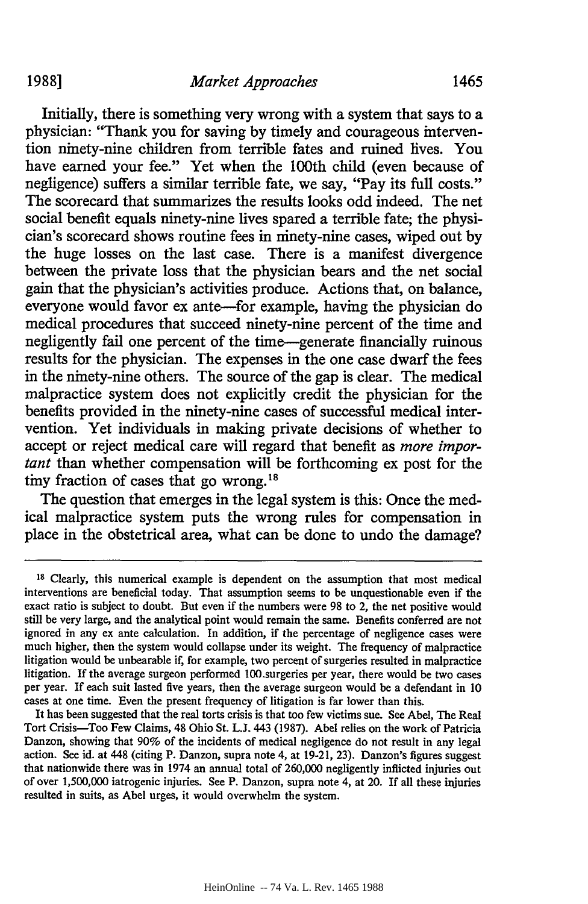Initially, there is something very wrong with a system that says to a physician: "Thank you for saving by timely and courageous intervention ninety-nine children from terrible fates and ruined lives. You have earned your fee." Yet when the 100th child (even because of negligence) suffers a similar terrible fate, we say, "Pay its full costs." The scorecard that summarizes the results looks odd indeed. The net social benefit equals ninety-nine lives spared a terrible fate; the physician's scorecard shows routine fees in ninety-nine cases, wiped out by the huge losses on the last case. There is a manifest divergence between the private loss that the physician bears and the net social gain that the physician's activities produce. Actions that, on balance, everyone would favor ex ante—for example, having the physician do medical procedures that succeed ninety-nine percent of the time and negligently fail one percent of the time—generate financially ruinous results for the physician. The expenses in the one case dwarf the fees in the ninety-nine others. The source of the gap is clear. The medical malpractice system does not explicitly credit the physician for the benefits provided in the ninety-nine cases of successful medical intervention. Yet individuals in making private decisions of whether to accept or reject medical care will regard that benefit as *more important* than whether compensation will be forthcoming ex post for the tiny fraction of cases that go wrong.[18]

The question that emerges in the legal system is this: Once the medical malpractice system puts the wrong rules for compensation in place in the obstetrical area, what can be done to undo the damage?

---

[18] Clearly, this numerical example is dependent on the assumption that most medical interventions are beneficial today. That assumption seems to be unquestionable even if the exact ratio is subject to doubt. But even if the numbers were 98 to 2, the net positive would still be very large, and the analytical point would remain the same. Benefits conferred are not ignored in any ex ante calculation. In addition, if the percentage of negligence cases were much higher, then the system would collapse under its weight. The frequency of malpractice litigation would be unbearable if, for example, two percent of surgeries resulted in malpractice litigation. If the average surgeon performed 100 surgeries per year, there would be two cases per year. If each suit lasted five years, then the average surgeon would be a defendant in 10 cases at one time. Even the present frequency of litigation is far lower than this.

It has been suggested that the real torts crisis is that too few victims sue. See Abel, The Real Tort Crisis—Too Few Claims, 48 Ohio St. L.J. 443 (1987). Abel relies on the work of Patricia Danzon, showing that 90% of the incidents of medical negligence do not result in any legal action. See id. at 448 (citing P. Danzon, supra note 4, at 19-21, 23). Danzon's figures suggest that nationwide there was in 1974 an annual total of 260,000 negligently inflicted injuries out of over 1,500,000 iatrogenic injuries. See P. Danzon, supra note 4, at 20. If all these injuries resulted in suits, as Abel urges, it would overwhelm the system.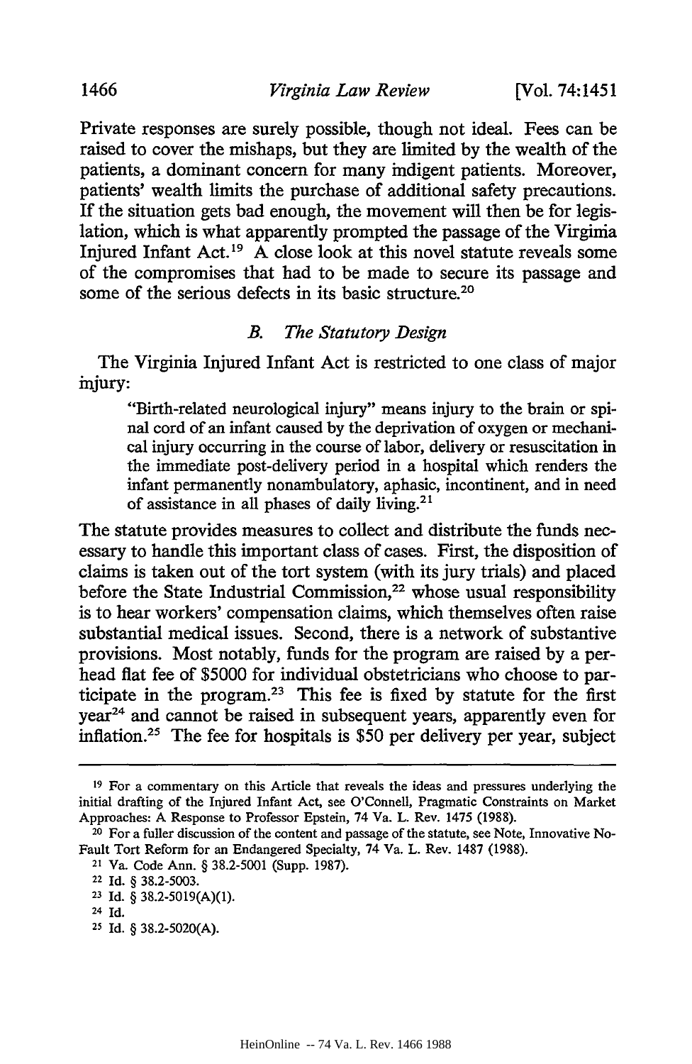Private responses are surely possible, though not ideal. Fees can be raised to cover the mishaps, but they are limited by the wealth of the patients, a dominant concern for many indigent patients. Moreover, patients' wealth limits the purchase of additional safety precautions. If the situation gets bad enough, the movement will then be for legislation, which is what apparently prompted the passage of the Virginia Injured Infant Act.[19] A close look at this novel statute reveals some of the compromises that had to be made to secure its passage and some of the serious defects in its basic structure.[20]

### *B. The Statutory Design*

The Virginia Injured Infant Act is restricted to one class of major injury:

> "Birth-related neurological injury" means injury to the brain or spinal cord of an infant caused by the deprivation of oxygen or mechanical injury occurring in the course of labor, delivery or resuscitation in the immediate post-delivery period in a hospital which renders the infant permanently nonambulatory, aphasic, incontinent, and in need of assistance in all phases of daily living.[21]

The statute provides measures to collect and distribute the funds necessary to handle this important class of cases. First, the disposition of claims is taken out of the tort system (with its jury trials) and placed before the State Industrial Commission,[22] whose usual responsibility is to hear workers' compensation claims, which themselves often raise substantial medical issues. Second, there is a network of substantive provisions. Most notably, funds for the program are raised by a per-head flat fee of $5000 for individual obstetricians who choose to participate in the program.[23] This fee is fixed by statute for the first year[24] and cannot be raised in subsequent years, apparently even for inflation.[25] The fee for hospitals is $50 per delivery per year, subject

---

[19] For a commentary on this Article that reveals the ideas and pressures underlying the initial drafting of the Injured Infant Act, see O'Connell, Pragmatic Constraints on Market Approaches: A Response to Professor Epstein, 74 Va. L. Rev. 1475 (1988).

[20] For a fuller discussion of the content and passage of the statute, see Note, Innovative No-Fault Tort Reform for an Endangered Specialty, 74 Va. L. Rev. 1487 (1988).

[21] Va. Code Ann. § 38.2-5001 (Supp. 1987).

[22] Id. § 38.2-5003.

[23] Id. § 38.2-5019(A)(1).

[24] Id.

[25] Id. § 38.2-5020(A).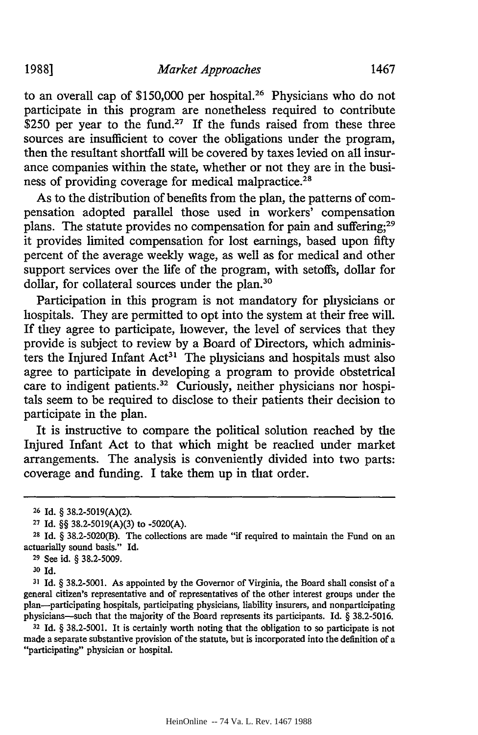to an overall cap of $150,000 per hospital.[26] Physicians who do not participate in this program are nonetheless required to contribute $250 per year to the fund.[27] If the funds raised from these three sources are insufficient to cover the obligations under the program, then the resultant shortfall will be covered by taxes levied on all insurance companies within the state, whether or not they are in the business of providing coverage for medical malpractice.[28]

As to the distribution of benefits from the plan, the patterns of compensation adopted parallel those used in workers' compensation plans. The statute provides no compensation for pain and suffering;[29] it provides limited compensation for lost earnings, based upon fifty percent of the average weekly wage, as well as for medical and other support services over the life of the program, with setoffs, dollar for dollar, for collateral sources under the plan.[30]

Participation in this program is not mandatory for physicians or hospitals. They are permitted to opt into the system at their free will. If they agree to participate, however, the level of services that they provide is subject to review by a Board of Directors, which administers the Injured Infant Act[31] The physicians and hospitals must also agree to participate in developing a program to provide obstetrical care to indigent patients.[32] Curiously, neither physicians nor hospitals seem to be required to disclose to their patients their decision to participate in the plan.

It is instructive to compare the political solution reached by the Injured Infant Act to that which might be reached under market arrangements. The analysis is conveniently divided into two parts: coverage and funding. I take them up in that order.

---

[26] Id. § 38.2-5019(A)(2).

[27] Id. §§ 38.2-5019(A)(3) to -5020(A).

[28] Id. § 38.2-5020(B). The collections are made "if required to maintain the Fund on an actuarially sound basis." Id.

[29] See id. § 38.2-5009.

[30] Id.

[31] Id. § 38.2-5001. As appointed by the Governor of Virginia, the Board shall consist of a general citizen's representative and of representatives of the other interest groups under the plan—participating hospitals, participating physicians, liability insurers, and nonparticipating physicians—such that the majority of the Board represents its participants. Id. § 38.2-5016.

[32] Id. § 38.2-5001. It is certainly worth noting that the obligation to so participate is not made a separate substantive provision of the statute, but is incorporated into the definition of a "participating" physician or hospital.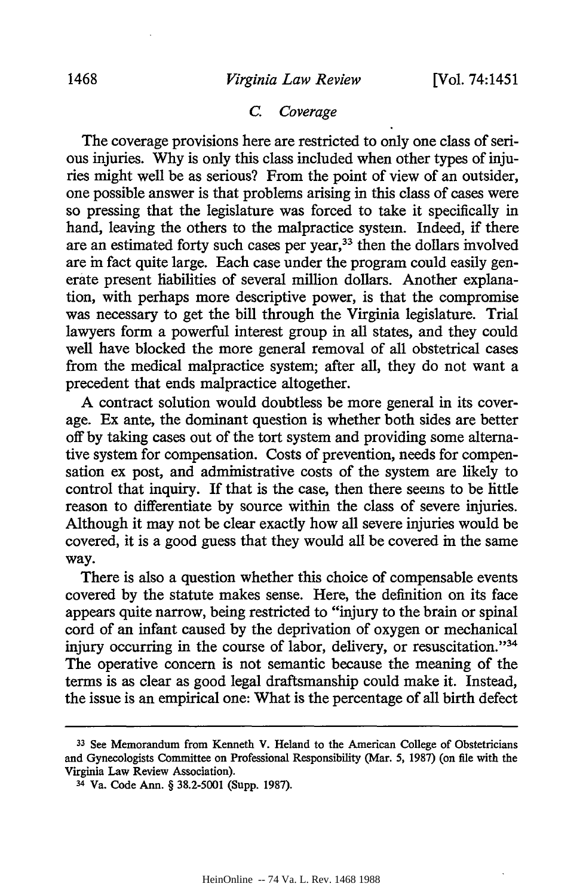### *C. Coverage*

The coverage provisions here are restricted to only one class of serious injuries. Why is only this class included when other types of injuries might well be as serious? From the point of view of an outsider, one possible answer is that problems arising in this class of cases were so pressing that the legislature was forced to take it specifically in hand, leaving the others to the malpractice system. Indeed, if there are an estimated forty such cases per year,[33] then the dollars involved are in fact quite large. Each case under the program could easily generate present liabilities of several million dollars. Another explanation, with perhaps more descriptive power, is that the compromise was necessary to get the bill through the Virginia legislature. Trial lawyers form a powerful interest group in all states, and they could well have blocked the more general removal of all obstetrical cases from the medical malpractice system; after all, they do not want a precedent that ends malpractice altogether.

A contract solution would doubtless be more general in its coverage. Ex ante, the dominant question is whether both sides are better off by taking cases out of the tort system and providing some alternative system for compensation. Costs of prevention, needs for compensation ex post, and administrative costs of the system are likely to control that inquiry. If that is the case, then there seems to be little reason to differentiate by source within the class of severe injuries. Although it may not be clear exactly how all severe injuries would be covered, it is a good guess that they would all be covered in the same way.

There is also a question whether this choice of compensable events covered by the statute makes sense. Here, the definition on its face appears quite narrow, being restricted to "injury to the brain or spinal cord of an infant caused by the deprivation of oxygen or mechanical injury occurring in the course of labor, delivery, or resuscitation."[34] The operative concern is not semantic because the meaning of the terms is as clear as good legal draftsmanship could make it. Instead, the issue is an empirical one: What is the percentage of all birth defect

---

[33] See Memorandum from Kenneth V. Heland to the American College of Obstetricians and Gynecologists Committee on Professional Responsibility (Mar. 5, 1987) (on file with the Virginia Law Review Association).

[34] Va. Code Ann. § 38.2-5001 (Supp. 1987).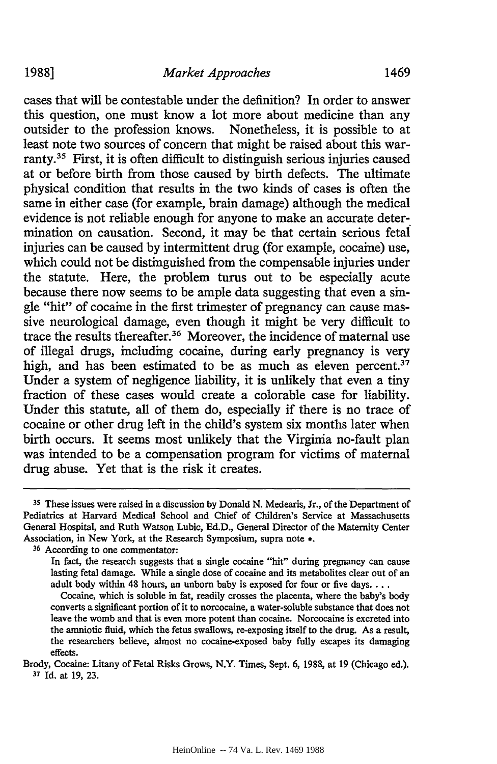cases that will be contestable under the definition? In order to answer this question, one must know a lot more about medicine than any outsider to the profession knows. Nonetheless, it is possible to at least note two sources of concern that might be raised about this warranty.[35] First, it is often difficult to distinguish serious injuries caused at or before birth from those caused by birth defects. The ultimate physical condition that results in the two kinds of cases is often the same in either case (for example, brain damage) although the medical evidence is not reliable enough for anyone to make an accurate determination on causation. Second, it may be that certain serious fetal injuries can be caused by intermittent drug (for example, cocaine) use, which could not be distinguished from the compensable injuries under the statute. Here, the problem turns out to be especially acute because there now seems to be ample data suggesting that even a single "hit" of cocaine in the first trimester of pregnancy can cause massive neurological damage, even though it might be very difficult to trace the results thereafter.[36] Moreover, the incidence of maternal use of illegal drugs, including cocaine, during early pregnancy is very high, and has been estimated to be as much as eleven percent.[37] Under a system of negligence liability, it is unlikely that even a tiny fraction of these cases would create a colorable case for liability. Under this statute, all of them do, especially if there is no trace of cocaine or other drug left in the child's system six months later when birth occurs. It seems most unlikely that the Virginia no-fault plan was intended to be a compensation program for victims of maternal drug abuse. Yet that is the risk it creates.

---

[35] These issues were raised in a discussion by Donald N. Medearis, Jr., of the Department of Pediatrics at Harvard Medical School and Chief of Children's Service at Massachusetts General Hospital, and Ruth Watson Lubic, Ed.D., General Director of the Maternity Center Association, in New York, at the Research Symposium, supra note *.

[36] According to one commentator:

> In fact, the research suggests that a single cocaine "hit" during pregnancy can cause lasting fetal damage. While a single dose of cocaine and its metabolites clear out of an adult body within 48 hours, an unborn baby is exposed for four or five days. . . .
>
> Cocaine, which is soluble in fat, readily crosses the placenta, where the baby's body converts a significant portion of it to norcocaine, a water-soluble substance that does not leave the womb and that is even more potent than cocaine. Norcocaine is excreted into the amniotic fluid, which the fetus swallows, re-exposing itself to the drug. As a result, the researchers believe, almost no cocaine-exposed baby fully escapes its damaging effects.

Brody, Cocaine: Litany of Fetal Risks Grows, N.Y. Times, Sept. 6, 1988, at 19 (Chicago ed.).

[37] Id. at 19, 23.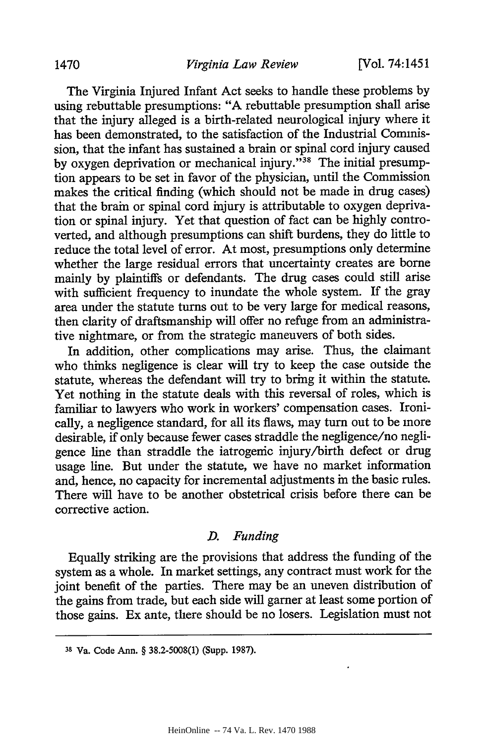The Virginia Injured Infant Act seeks to handle these problems by using rebuttable presumptions: "A rebuttable presumption shall arise that the injury alleged is a birth-related neurological injury where it has been demonstrated, to the satisfaction of the Industrial Commission, that the infant has sustained a brain or spinal cord injury caused by oxygen deprivation or mechanical injury."[38] The initial presumption appears to be set in favor of the physician, until the Commission makes the critical finding (which should not be made in drug cases) that the brain or spinal cord injury is attributable to oxygen deprivation or spinal injury. Yet that question of fact can be highly controverted, and although presumptions can shift burdens, they do little to reduce the total level of error. At most, presumptions only determine whether the large residual errors that uncertainty creates are borne mainly by plaintiffs or defendants. The drug cases could still arise with sufficient frequency to inundate the whole system. If the gray area under the statute turns out to be very large for medical reasons, then clarity of draftsmanship will offer no refuge from an administrative nightmare, or from the strategic maneuvers of both sides.

In addition, other complications may arise. Thus, the claimant who thinks negligence is clear will try to keep the case outside the statute, whereas the defendant will try to bring it within the statute. Yet nothing in the statute deals with this reversal of roles, which is familiar to lawyers who work in workers' compensation cases. Ironically, a negligence standard, for all its flaws, may turn out to be more desirable, if only because fewer cases straddle the negligence/no negligence line than straddle the iatrogenic injury/birth defect or drug usage line. But under the statute, we have no market information and, hence, no capacity for incremental adjustments in the basic rules. There will have to be another obstetrical crisis before there can be corrective action.

### D. *Funding*

Equally striking are the provisions that address the funding of the system as a whole. In market settings, any contract must work for the joint benefit of the parties. There may be an uneven distribution of the gains from trade, but each side will garner at least some portion of those gains. Ex ante, there should be no losers. Legislation must not

---

[38] Va. Code Ann. § 38.2-5008(1) (Supp. 1987).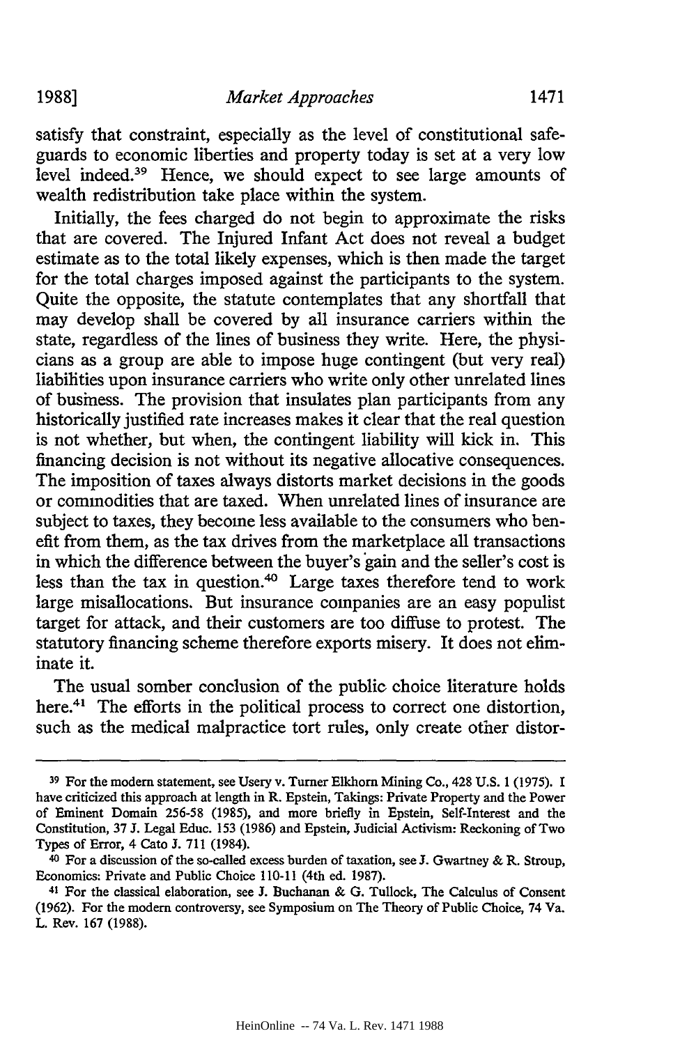satisfy that constraint, especially as the level of constitutional safeguards to economic liberties and property today is set at a very low level indeed.[39] Hence, we should expect to see large amounts of wealth redistribution take place within the system.

Initially, the fees charged do not begin to approximate the risks that are covered. The Injured Infant Act does not reveal a budget estimate as to the total likely expenses, which is then made the target for the total charges imposed against the participants to the system. Quite the opposite, the statute contemplates that any shortfall that may develop shall be covered by all insurance carriers within the state, regardless of the lines of business they write. Here, the physicians as a group are able to impose huge contingent (but very real) liabilities upon insurance carriers who write only other unrelated lines of business. The provision that insulates plan participants from any historically justified rate increases makes it clear that the real question is not whether, but when, the contingent liability will kick in. This financing decision is not without its negative allocative consequences. The imposition of taxes always distorts market decisions in the goods or commodities that are taxed. When unrelated lines of insurance are subject to taxes, they become less available to the consumers who benefit from them, as the tax drives from the marketplace all transactions in which the difference between the buyer's gain and the seller's cost is less than the tax in question.[40] Large taxes therefore tend to work large misallocations. But insurance companies are an easy populist target for attack, and their customers are too diffuse to protest. The statutory financing scheme therefore exports misery. It does not eliminate it.

The usual somber conclusion of the public choice literature holds here.[41] The efforts in the political process to correct one distortion, such as the medical malpractice tort rules, only create other distor-

---

[39] For the modern statement, see Usery v. Turner Elkhorn Mining Co., 428 U.S. 1 (1975). I have criticized this approach at length in R. Epstein, Takings: Private Property and the Power of Eminent Domain 256-58 (1985), and more briefly in Epstein, Self-Interest and the Constitution, 37 J. Legal Educ. 153 (1986) and Epstein, Judicial Activism: Reckoning of Two Types of Error, 4 Cato J. 711 (1984).

[40] For a discussion of the so-called excess burden of taxation, see J. Gwartney & R. Stroup, Economics: Private and Public Choice 110-11 (4th ed. 1987).

[41] For the classical elaboration, see J. Buchanan & G. Tullock, The Calculus of Consent (1962). For the modern controversy, see Symposium on The Theory of Public Choice, 74 Va. L. Rev. 167 (1988).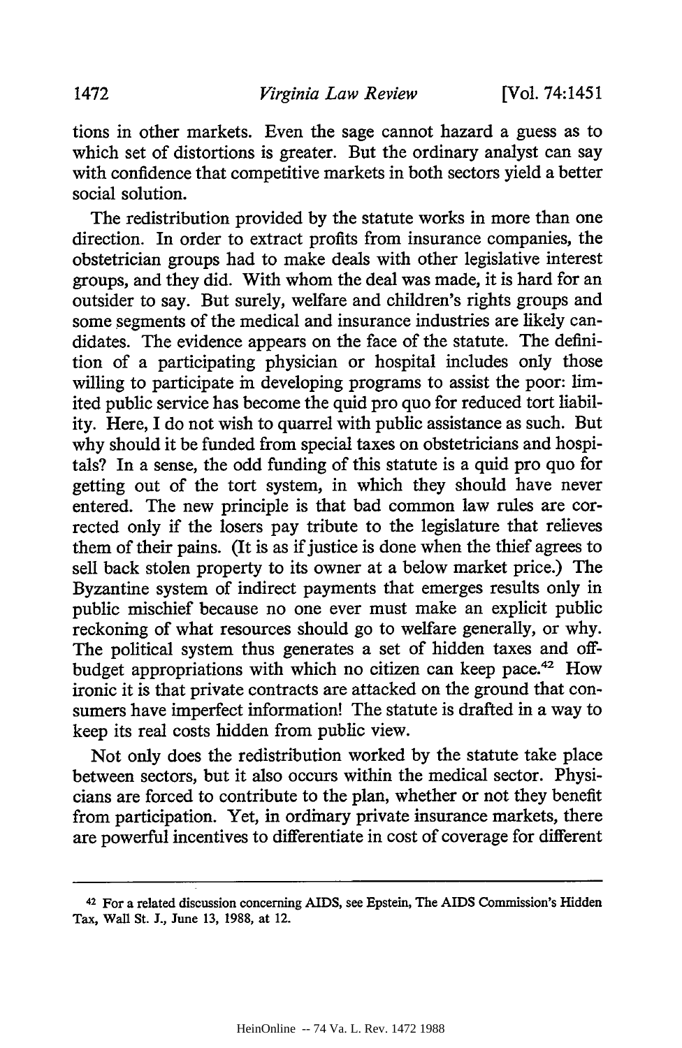tions in other markets. Even the sage cannot hazard a guess as to which set of distortions is greater. But the ordinary analyst can say with confidence that competitive markets in both sectors yield a better social solution.

The redistribution provided by the statute works in more than one direction. In order to extract profits from insurance companies, the obstetrician groups had to make deals with other legislative interest groups, and they did. With whom the deal was made, it is hard for an outsider to say. But surely, welfare and children's rights groups and some segments of the medical and insurance industries are likely candidates. The evidence appears on the face of the statute. The definition of a participating physician or hospital includes only those willing to participate in developing programs to assist the poor: limited public service has become the quid pro quo for reduced tort liability. Here, I do not wish to quarrel with public assistance as such. But why should it be funded from special taxes on obstetricians and hospitals? In a sense, the odd funding of this statute is a quid pro quo for getting out of the tort system, in which they should have never entered. The new principle is that bad common law rules are corrected only if the losers pay tribute to the legislature that relieves them of their pains. (It is as if justice is done when the thief agrees to sell back stolen property to its owner at a below market price.) The Byzantine system of indirect payments that emerges results only in public mischief because no one ever must make an explicit public reckoning of what resources should go to welfare generally, or why. The political system thus generates a set of hidden taxes and off-budget appropriations with which no citizen can keep pace.[42] How ironic it is that private contracts are attacked on the ground that consumers have imperfect information! The statute is drafted in a way to keep its real costs hidden from public view.

Not only does the redistribution worked by the statute take place between sectors, but it also occurs within the medical sector. Physicians are forced to contribute to the plan, whether or not they benefit from participation. Yet, in ordinary private insurance markets, there are powerful incentives to differentiate in cost of coverage for different

---

[42] For a related discussion concerning AIDS, see Epstein, The AIDS Commission's Hidden Tax, Wall St. J., June 13, 1988, at 12.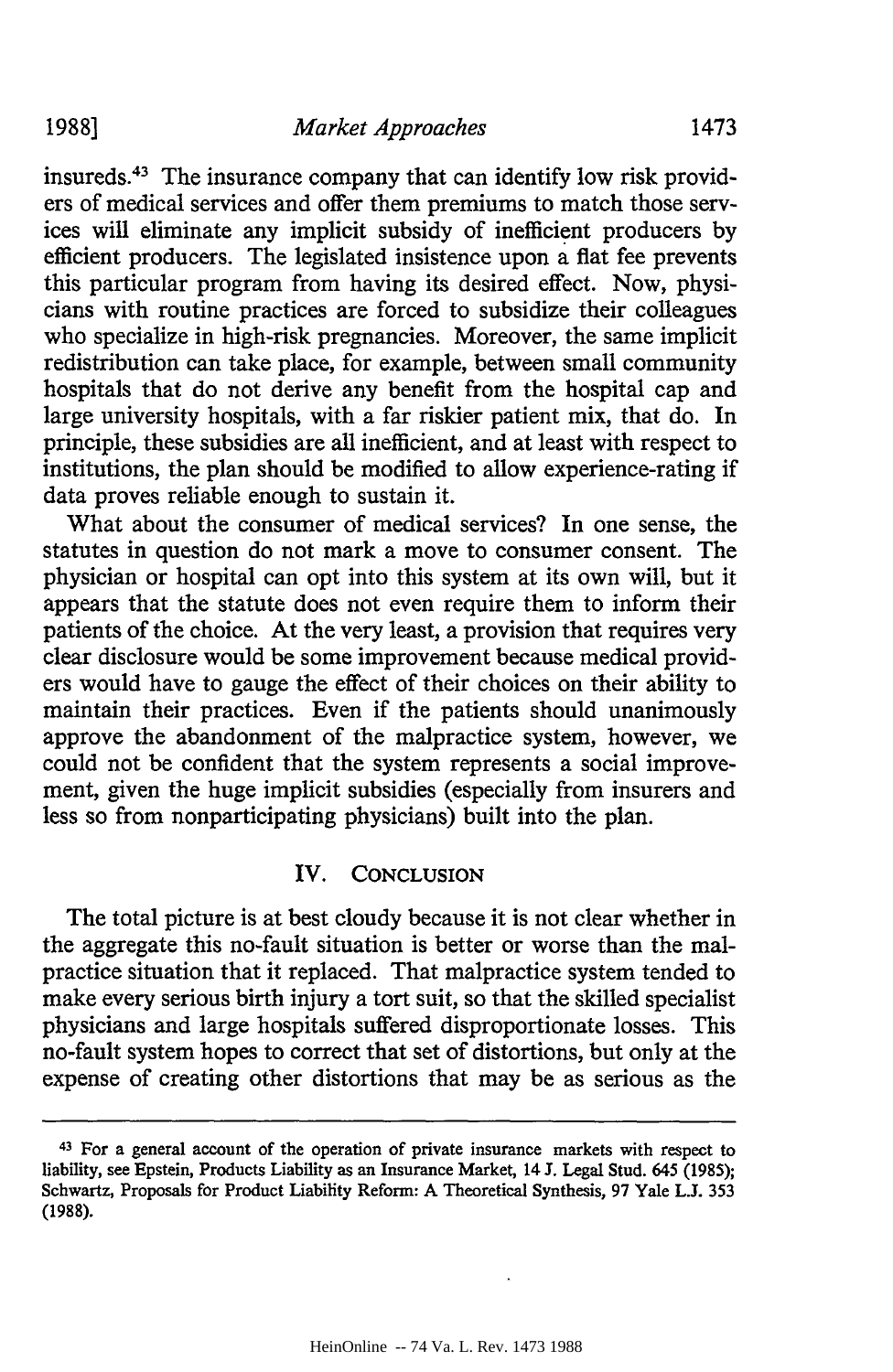insureds.[43] The insurance company that can identify low risk providers of medical services and offer them premiums to match those services will eliminate any implicit subsidy of inefficient producers by efficient producers. The legislated insistence upon a flat fee prevents this particular program from having its desired effect. Now, physicians with routine practices are forced to subsidize their colleagues who specialize in high-risk pregnancies. Moreover, the same implicit redistribution can take place, for example, between small community hospitals that do not derive any benefit from the hospital cap and large university hospitals, with a far riskier patient mix, that do. In principle, these subsidies are all inefficient, and at least with respect to institutions, the plan should be modified to allow experience-rating if data proves reliable enough to sustain it.

What about the consumer of medical services? In one sense, the statutes in question do not mark a move to consumer consent. The physician or hospital can opt into this system at its own will, but it appears that the statute does not even require them to inform their patients of the choice. At the very least, a provision that requires very clear disclosure would be some improvement because medical providers would have to gauge the effect of their choices on their ability to maintain their practices. Even if the patients should unanimously approve the abandonment of the malpractice system, however, we could not be confident that the system represents a social improvement, given the huge implicit subsidies (especially from insurers and less so from nonparticipating physicians) built into the plan.

## IV. CONCLUSION

The total picture is at best cloudy because it is not clear whether in the aggregate this no-fault situation is better or worse than the malpractice situation that it replaced. That malpractice system tended to make every serious birth injury a tort suit, so that the skilled specialist physicians and large hospitals suffered disproportionate losses. This no-fault system hopes to correct that set of distortions, but only at the expense of creating other distortions that may be as serious as the

---

[43] For a general account of the operation of private insurance markets with respect to liability, see Epstein, Products Liability as an Insurance Market, 14 J. Legal Stud. 645 (1985); Schwartz, Proposals for Product Liability Reform: A Theoretical Synthesis, 97 Yale L.J. 353 (1988).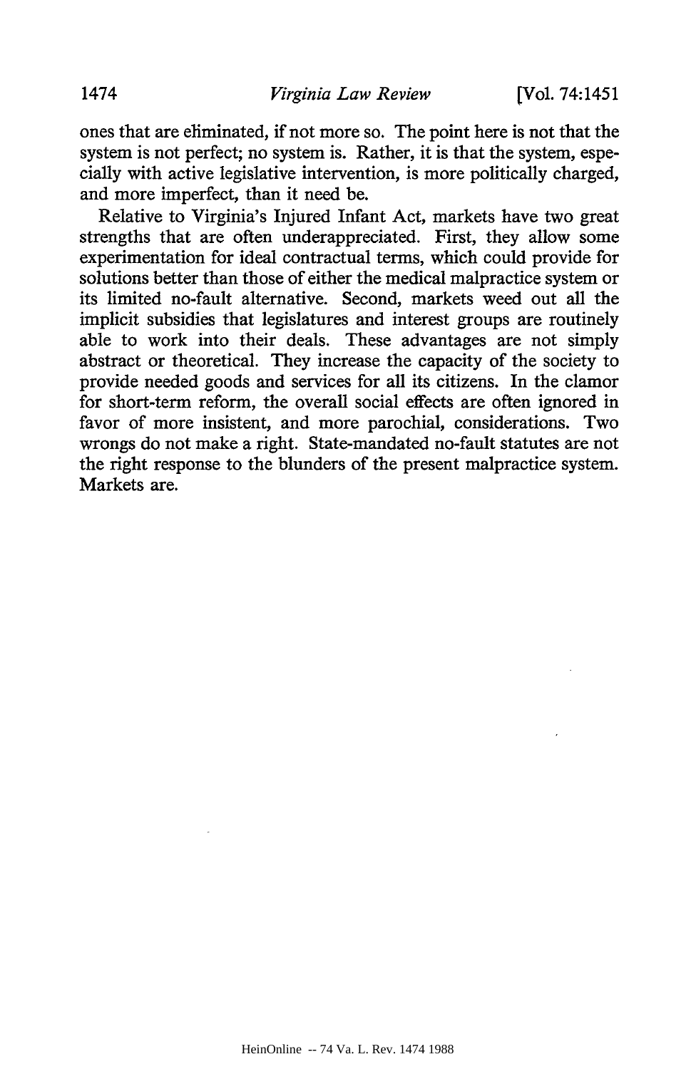ones that are eliminated, if not more so. The point here is not that the system is not perfect; no system is. Rather, it is that the system, especially with active legislative intervention, is more politically charged, and more imperfect, than it need be.

Relative to Virginia's Injured Infant Act, markets have two great strengths that are often underappreciated. First, they allow some experimentation for ideal contractual terms, which could provide for solutions better than those of either the medical malpractice system or its limited no-fault alternative. Second, markets weed out all the implicit subsidies that legislatures and interest groups are routinely able to work into their deals. These advantages are not simply abstract or theoretical. They increase the capacity of the society to provide needed goods and services for all its citizens. In the clamor for short-term reform, the overall social effects are often ignored in favor of more insistent, and more parochial, considerations. Two wrongs do not make a right. State-mandated no-fault statutes are not the right response to the blunders of the present malpractice system. Markets are.